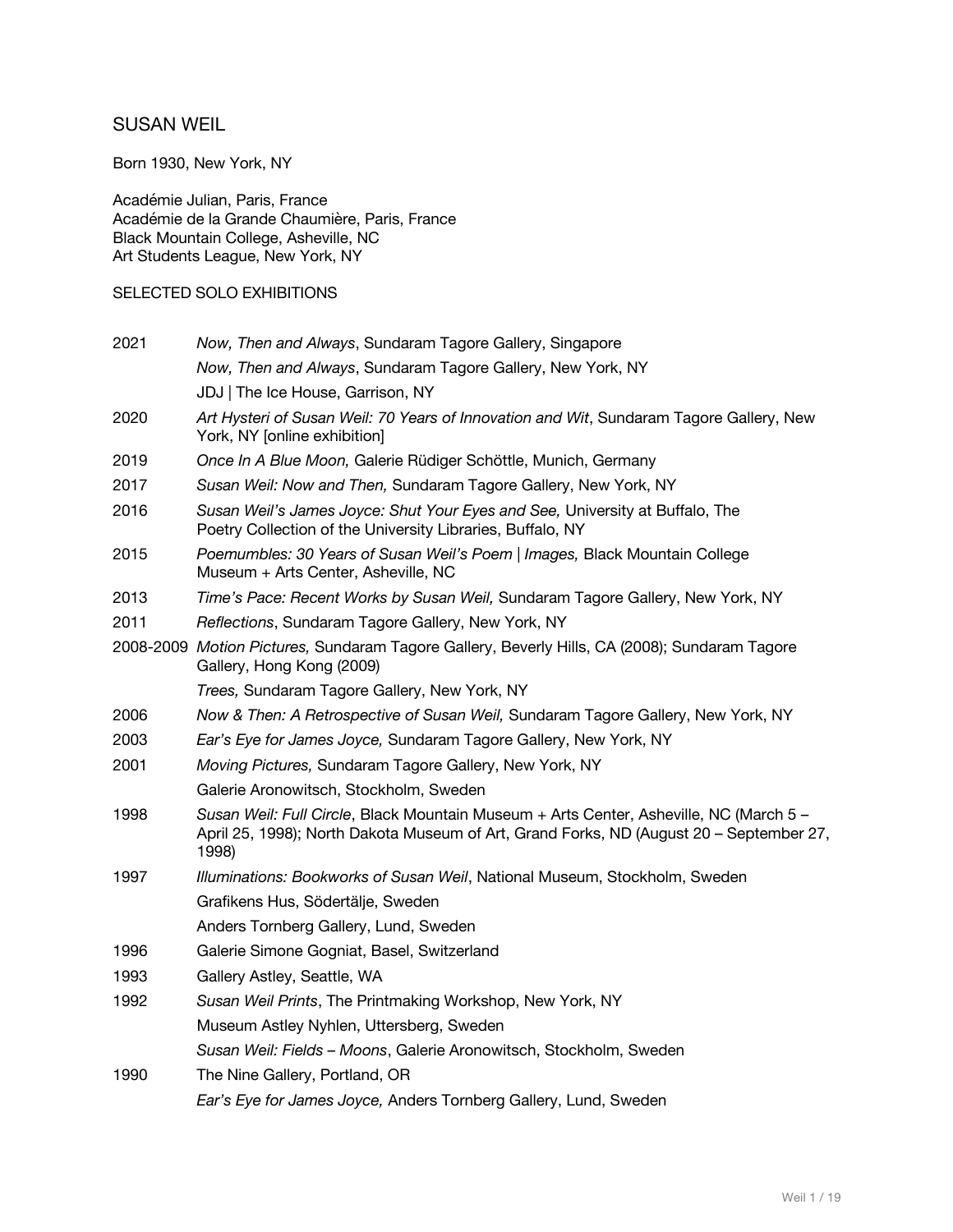# SUSAN WEIL

Born 1930, New York, NY

Académie Julian, Paris, France
Académie de la Grande Chaumière, Paris, France
Black Mountain College, Asheville, NC
Art Students League, New York, NY

## SELECTED SOLO EXHIBITIONS

| | |
|---|---|
| 2021 | *Now, Then and Always*, Sundaram Tagore Gallery, Singapore |
| | *Now, Then and Always*, Sundaram Tagore Gallery, New York, NY |
| | JDJ \| The Ice House, Garrison, NY |
| 2020 | *Art Hysteri of Susan Weil: 70 Years of Innovation and Wit*, Sundaram Tagore Gallery, New York, NY [online exhibition] |
| 2019 | *Once In A Blue Moon,* Galerie Rüdiger Schöttle, Munich, Germany |
| 2017 | *Susan Weil: Now and Then,* Sundaram Tagore Gallery, New York, NY |
| 2016 | *Susan Weil's James Joyce: Shut Your Eyes and See,* University at Buffalo, The Poetry Collection of the University Libraries, Buffalo, NY |
| 2015 | *Poemumbles: 30 Years of Susan Weil's Poem \| Images,* Black Mountain College Museum + Arts Center, Asheville, NC |
| 2013 | *Time's Pace: Recent Works by Susan Weil,* Sundaram Tagore Gallery, New York, NY |
| 2011 | *Reflections*, Sundaram Tagore Gallery, New York, NY |
| 2008-2009 | *Motion Pictures,* Sundaram Tagore Gallery, Beverly Hills, CA (2008); Sundaram Tagore Gallery, Hong Kong (2009) |
| | *Trees,* Sundaram Tagore Gallery, New York, NY |
| 2006 | *Now & Then: A Retrospective of Susan Weil,* Sundaram Tagore Gallery, New York, NY |
| 2003 | *Ear's Eye for James Joyce,* Sundaram Tagore Gallery, New York, NY |
| 2001 | *Moving Pictures,* Sundaram Tagore Gallery, New York, NY |
| | Galerie Aronowitsch, Stockholm, Sweden |
| 1998 | *Susan Weil: Full Circle*, Black Mountain Museum + Arts Center, Asheville, NC (March 5 – April 25, 1998); North Dakota Museum of Art, Grand Forks, ND (August 20 – September 27, 1998) |
| 1997 | *Illuminations: Bookworks of Susan Weil*, National Museum, Stockholm, Sweden |
| | Grafikens Hus, Södertälje, Sweden |
| | Anders Tornberg Gallery, Lund, Sweden |
| 1996 | Galerie Simone Gogniat, Basel, Switzerland |
| 1993 | Gallery Astley, Seattle, WA |
| 1992 | *Susan Weil Prints*, The Printmaking Workshop, New York, NY |
| | Museum Astley Nyhlen, Uttersberg, Sweden |
| | *Susan Weil: Fields – Moons*, Galerie Aronowitsch, Stockholm, Sweden |
| 1990 | The Nine Gallery, Portland, OR |
| | *Ear's Eye for James Joyce,* Anders Tornberg Gallery, Lund, Sweden |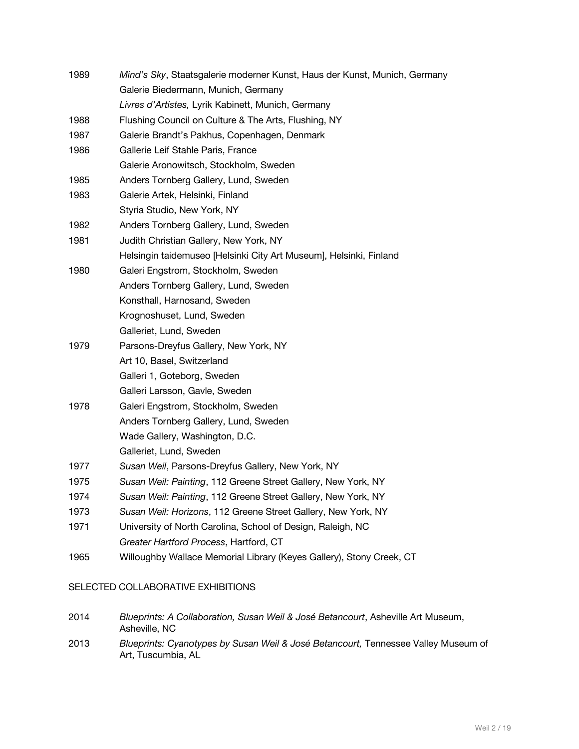| | |
|---|---|
| 1989 | *Mind's Sky*, Staatsgalerie moderner Kunst, Haus der Kunst, Munich, Germany |
| | Galerie Biedermann, Munich, Germany |
| | *Livres d'Artistes,* Lyrik Kabinett, Munich, Germany |
| 1988 | Flushing Council on Culture & The Arts, Flushing, NY |
| 1987 | Galerie Brandt's Pakhus, Copenhagen, Denmark |
| 1986 | Gallerie Leif Stahle Paris, France |
| | Galerie Aronowitsch, Stockholm, Sweden |
| 1985 | Anders Tornberg Gallery, Lund, Sweden |
| 1983 | Galerie Artek, Helsinki, Finland |
| | Styria Studio, New York, NY |
| 1982 | Anders Tornberg Gallery, Lund, Sweden |
| 1981 | Judith Christian Gallery, New York, NY |
| | Helsingin taidemuseo [Helsinki City Art Museum], Helsinki, Finland |
| 1980 | Galeri Engstrom, Stockholm, Sweden |
| | Anders Tornberg Gallery, Lund, Sweden |
| | Konsthall, Harnosand, Sweden |
| | Krognoshuset, Lund, Sweden |
| | Galleriet, Lund, Sweden |
| 1979 | Parsons-Dreyfus Gallery, New York, NY |
| | Art 10, Basel, Switzerland |
| | Galleri 1, Goteborg, Sweden |
| | Galleri Larsson, Gavle, Sweden |
| 1978 | Galeri Engstrom, Stockholm, Sweden |
| | Anders Tornberg Gallery, Lund, Sweden |
| | Wade Gallery, Washington, D.C. |
| | Galleriet, Lund, Sweden |
| 1977 | *Susan Weil*, Parsons-Dreyfus Gallery, New York, NY |
| 1975 | *Susan Weil: Painting*, 112 Greene Street Gallery, New York, NY |
| 1974 | *Susan Weil: Painting*, 112 Greene Street Gallery, New York, NY |
| 1973 | *Susan Weil: Horizons*, 112 Greene Street Gallery, New York, NY |
| 1971 | University of North Carolina, School of Design, Raleigh, NC |
| | *Greater Hartford Process*, Hartford, CT |
| 1965 | Willoughby Wallace Memorial Library (Keyes Gallery), Stony Creek, CT |

SELECTED COLLABORATIVE EXHIBITIONS

| | |
|---|---|
| 2014 | *Blueprints: A Collaboration, Susan Weil & José Betancourt*, Asheville Art Museum, Asheville, NC |
| 2013 | *Blueprints: Cyanotypes by Susan Weil & José Betancourt,* Tennessee Valley Museum of Art, Tuscumbia, AL |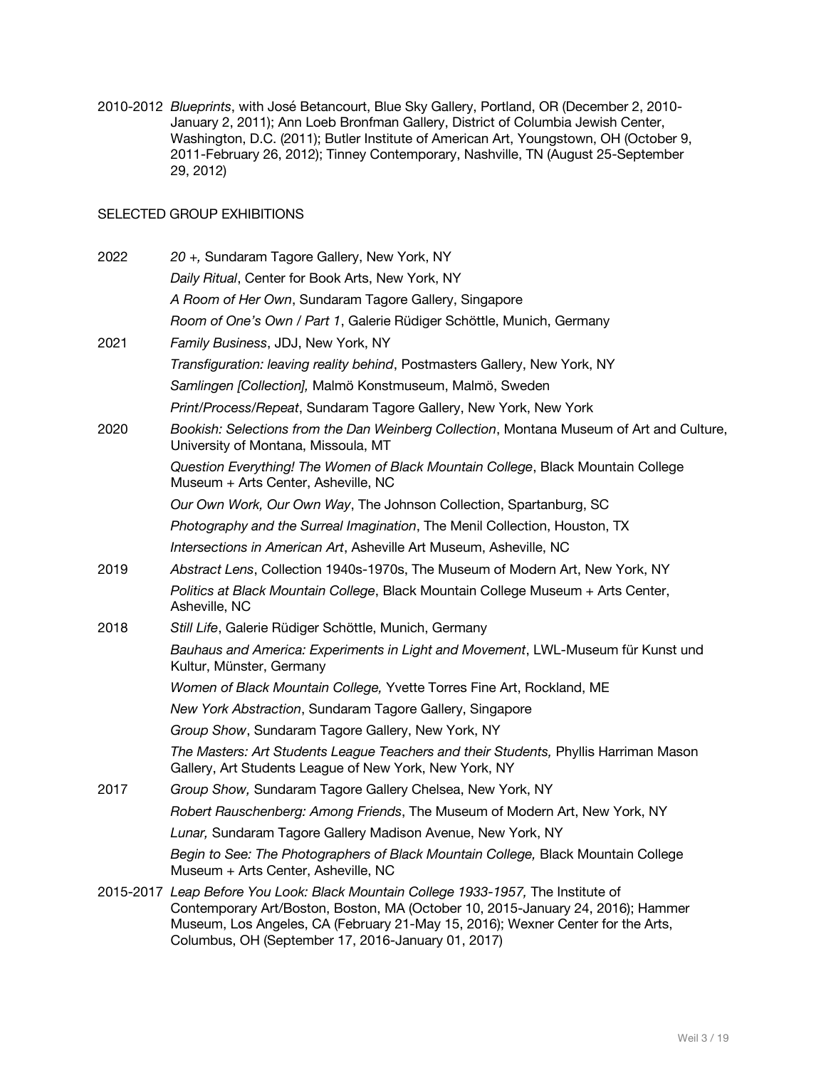2010-2012 *Blueprints*, with José Betancourt, Blue Sky Gallery, Portland, OR (December 2, 2010-January 2, 2011); Ann Loeb Bronfman Gallery, District of Columbia Jewish Center, Washington, D.C. (2011); Butler Institute of American Art, Youngstown, OH (October 9, 2011-February 26, 2012); Tinney Contemporary, Nashville, TN (August 25-September 29, 2012)

## SELECTED GROUP EXHIBITIONS

2022 *20 +,* Sundaram Tagore Gallery, New York, NY

*Daily Ritual*, Center for Book Arts, New York, NY

*A Room of Her Own*, Sundaram Tagore Gallery, Singapore

*Room of One's Own / Part 1*, Galerie Rüdiger Schöttle, Munich, Germany

2021 *Family Business*, JDJ, New York, NY

*Transfiguration: leaving reality behind*, Postmasters Gallery, New York, NY

*Samlingen [Collection],* Malmö Konstmuseum, Malmö, Sweden

*Print/Process/Repeat*, Sundaram Tagore Gallery, New York, New York

2020 *Bookish: Selections from the Dan Weinberg Collection*, Montana Museum of Art and Culture, University of Montana, Missoula, MT

*Question Everything! The Women of Black Mountain College*, Black Mountain College Museum + Arts Center, Asheville, NC

*Our Own Work, Our Own Way*, The Johnson Collection, Spartanburg, SC

*Photography and the Surreal Imagination*, The Menil Collection, Houston, TX

*Intersections in American Art*, Asheville Art Museum, Asheville, NC

2019 *Abstract Lens*, Collection 1940s-1970s, The Museum of Modern Art, New York, NY

*Politics at Black Mountain College*, Black Mountain College Museum + Arts Center, Asheville, NC

2018 *Still Life*, Galerie Rüdiger Schöttle, Munich, Germany

*Bauhaus and America: Experiments in Light and Movement*, LWL-Museum für Kunst und Kultur, Münster, Germany

*Women of Black Mountain College,* Yvette Torres Fine Art, Rockland, ME

*New York Abstraction*, Sundaram Tagore Gallery, Singapore

*Group Show*, Sundaram Tagore Gallery, New York, NY

*The Masters: Art Students League Teachers and their Students,* Phyllis Harriman Mason Gallery, Art Students League of New York, New York, NY

2017 *Group Show,* Sundaram Tagore Gallery Chelsea, New York, NY

*Robert Rauschenberg: Among Friends*, The Museum of Modern Art, New York, NY

*Lunar,* Sundaram Tagore Gallery Madison Avenue, New York, NY

*Begin to See: The Photographers of Black Mountain College,* Black Mountain College Museum + Arts Center, Asheville, NC

2015-2017 *Leap Before You Look: Black Mountain College 1933-1957,* The Institute of Contemporary Art/Boston, Boston, MA (October 10, 2015-January 24, 2016); Hammer Museum, Los Angeles, CA (February 21-May 15, 2016); Wexner Center for the Arts, Columbus, OH (September 17, 2016-January 01, 2017)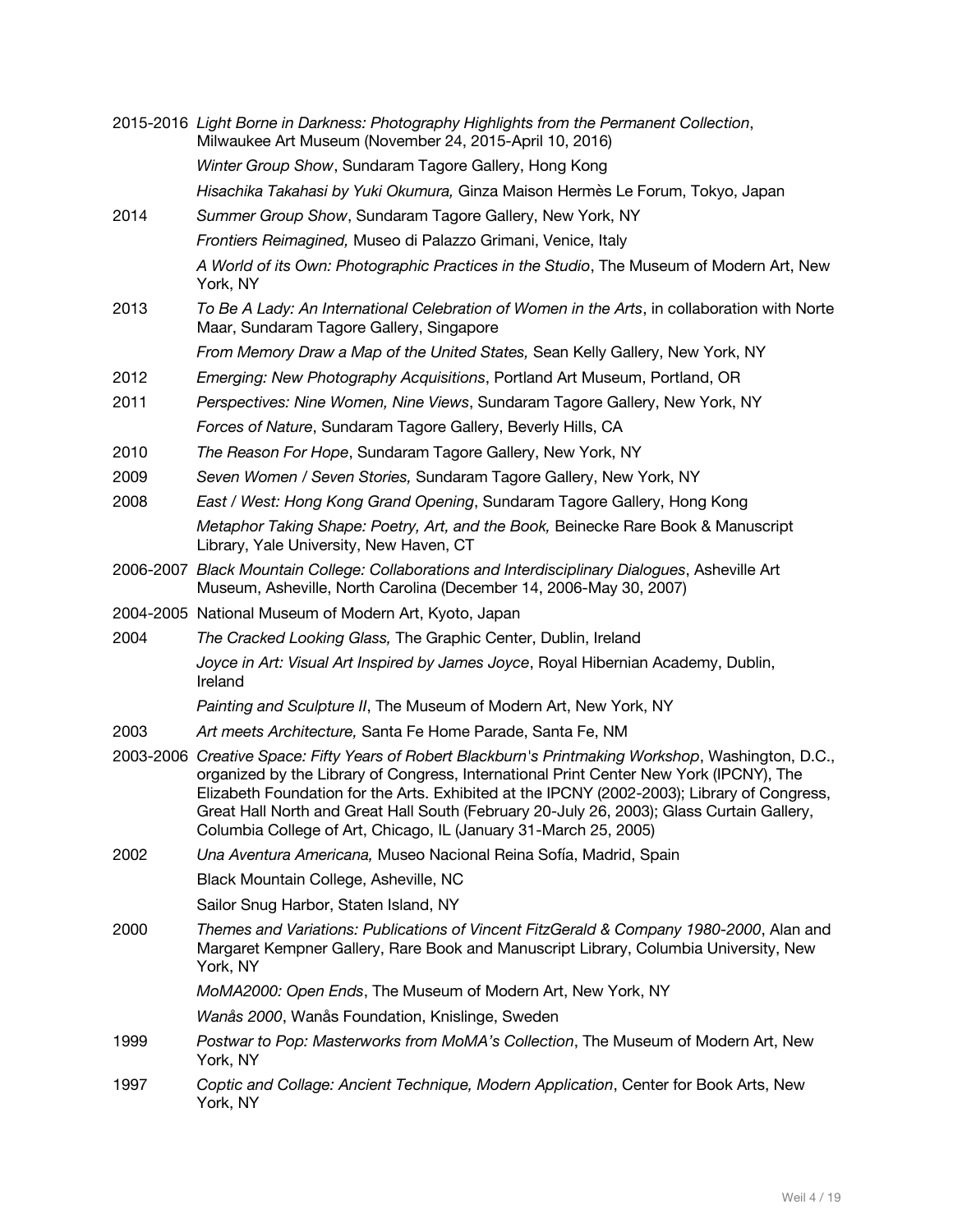2015-2016 *Light Borne in Darkness: Photography Highlights from the Permanent Collection*, Milwaukee Art Museum (November 24, 2015-April 10, 2016)

*Winter Group Show*, Sundaram Tagore Gallery, Hong Kong

*Hisachika Takahasi by Yuki Okumura,* Ginza Maison Hermès Le Forum, Tokyo, Japan

2014 *Summer Group Show*, Sundaram Tagore Gallery, New York, NY

*Frontiers Reimagined,* Museo di Palazzo Grimani, Venice, Italy

*A World of its Own: Photographic Practices in the Studio*, The Museum of Modern Art, New York, NY

2013 *To Be A Lady: An International Celebration of Women in the Arts*, in collaboration with Norte Maar, Sundaram Tagore Gallery, Singapore

*From Memory Draw a Map of the United States,* Sean Kelly Gallery, New York, NY

2012 *Emerging: New Photography Acquisitions*, Portland Art Museum, Portland, OR

2011 *Perspectives: Nine Women, Nine Views*, Sundaram Tagore Gallery, New York, NY

*Forces of Nature*, Sundaram Tagore Gallery, Beverly Hills, CA

2010 *The Reason For Hope*, Sundaram Tagore Gallery, New York, NY

2009 *Seven Women / Seven Stories,* Sundaram Tagore Gallery, New York, NY

2008 *East / West: Hong Kong Grand Opening*, Sundaram Tagore Gallery, Hong Kong

*Metaphor Taking Shape: Poetry, Art, and the Book,* Beinecke Rare Book & Manuscript Library, Yale University, New Haven, CT

2006-2007 *Black Mountain College: Collaborations and Interdisciplinary Dialogues*, Asheville Art Museum, Asheville, North Carolina (December 14, 2006-May 30, 2007)

2004-2005 National Museum of Modern Art, Kyoto, Japan

2004 *The Cracked Looking Glass,* The Graphic Center, Dublin, Ireland

*Joyce in Art: Visual Art Inspired by James Joyce*, Royal Hibernian Academy, Dublin, Ireland

*Painting and Sculpture II*, The Museum of Modern Art, New York, NY

2003 *Art meets Architecture,* Santa Fe Home Parade, Santa Fe, NM

2003-2006 *Creative Space: Fifty Years of Robert Blackburn's Printmaking Workshop*, Washington, D.C., organized by the Library of Congress, International Print Center New York (IPCNY), The Elizabeth Foundation for the Arts. Exhibited at the IPCNY (2002-2003); Library of Congress, Great Hall North and Great Hall South (February 20-July 26, 2003); Glass Curtain Gallery, Columbia College of Art, Chicago, IL (January 31-March 25, 2005)

2002 *Una Aventura Americana,* Museo Nacional Reina Sofía, Madrid, Spain

Black Mountain College, Asheville, NC

Sailor Snug Harbor, Staten Island, NY

2000 *Themes and Variations: Publications of Vincent FitzGerald & Company 1980-2000*, Alan and Margaret Kempner Gallery, Rare Book and Manuscript Library, Columbia University, New York, NY

*MoMA2000: Open Ends*, The Museum of Modern Art, New York, NY

*Wanås 2000*, Wanås Foundation, Knislinge, Sweden

1999 *Postwar to Pop: Masterworks from MoMA's Collection*, The Museum of Modern Art, New York, NY

1997 *Coptic and Collage: Ancient Technique, Modern Application*, Center for Book Arts, New York, NY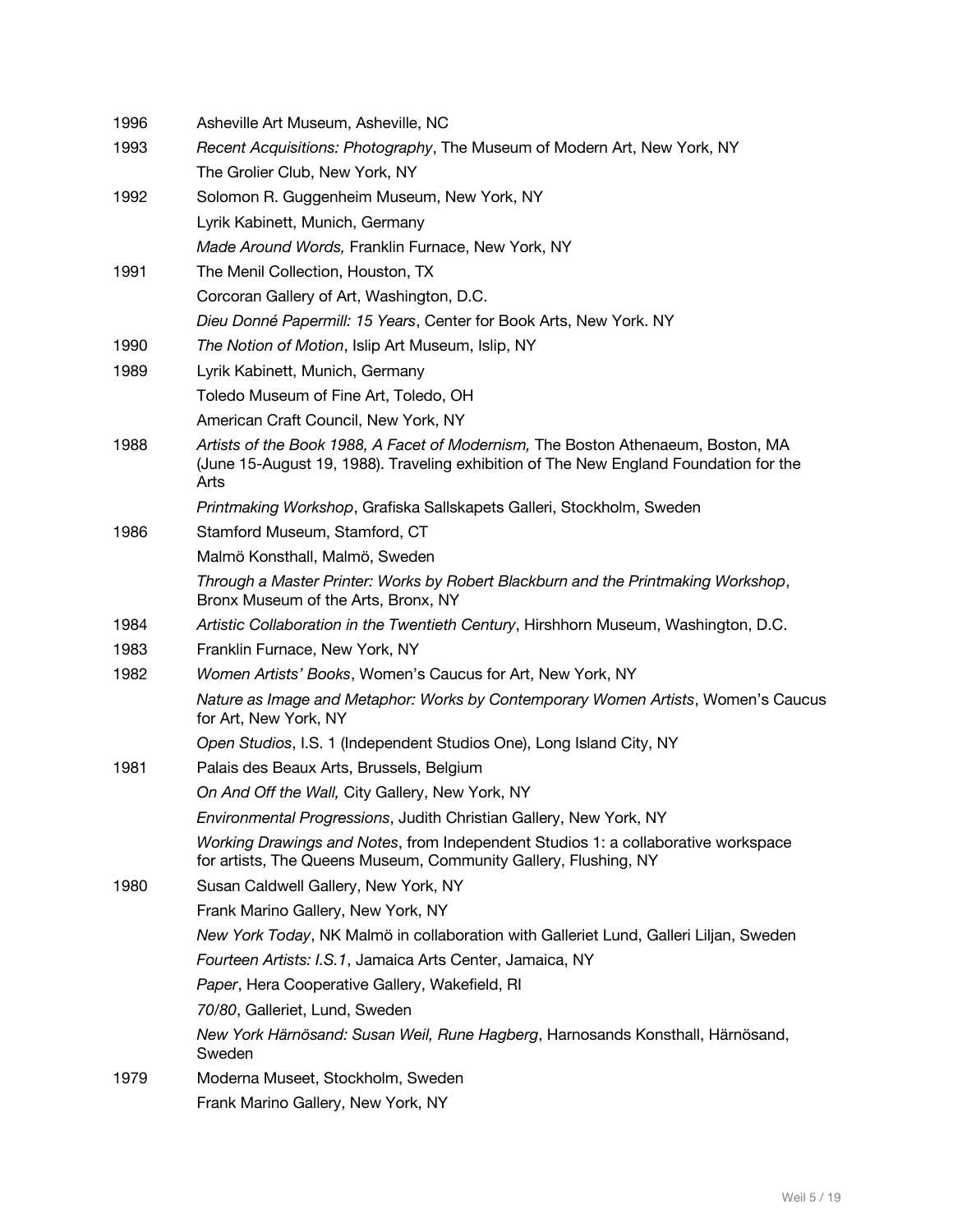| | |
|---|---|
| 1996 | Asheville Art Museum, Asheville, NC |
| 1993 | *Recent Acquisitions: Photography*, The Museum of Modern Art, New York, NY |
| | The Grolier Club, New York, NY |
| 1992 | Solomon R. Guggenheim Museum, New York, NY |
| | Lyrik Kabinett, Munich, Germany |
| | *Made Around Words,* Franklin Furnace, New York, NY |
| 1991 | The Menil Collection, Houston, TX |
| | Corcoran Gallery of Art, Washington, D.C. |
| | *Dieu Donné Papermill: 15 Years*, Center for Book Arts, New York. NY |
| 1990 | *The Notion of Motion*, Islip Art Museum, Islip, NY |
| 1989 | Lyrik Kabinett, Munich, Germany |
| | Toledo Museum of Fine Art, Toledo, OH |
| | American Craft Council, New York, NY |
| 1988 | *Artists of the Book 1988, A Facet of Modernism,* The Boston Athenaeum, Boston, MA (June 15-August 19, 1988). Traveling exhibition of The New England Foundation for the Arts |
| | *Printmaking Workshop*, Grafiska Sallskapets Galleri, Stockholm, Sweden |
| 1986 | Stamford Museum, Stamford, CT |
| | Malmö Konsthall, Malmö, Sweden |
| | *Through a Master Printer: Works by Robert Blackburn and the Printmaking Workshop*, Bronx Museum of the Arts, Bronx, NY |
| 1984 | *Artistic Collaboration in the Twentieth Century*, Hirshhorn Museum, Washington, D.C. |
| 1983 | Franklin Furnace, New York, NY |
| 1982 | *Women Artists' Books*, Women's Caucus for Art, New York, NY |
| | *Nature as Image and Metaphor: Works by Contemporary Women Artists*, Women's Caucus for Art, New York, NY |
| | *Open Studios*, I.S. 1 (Independent Studios One), Long Island City, NY |
| 1981 | Palais des Beaux Arts, Brussels, Belgium |
| | *On And Off the Wall,* City Gallery, New York, NY |
| | *Environmental Progressions*, Judith Christian Gallery, New York, NY |
| | *Working Drawings and Notes*, from Independent Studios 1: a collaborative workspace for artists, The Queens Museum, Community Gallery, Flushing, NY |
| 1980 | Susan Caldwell Gallery, New York, NY |
| | Frank Marino Gallery, New York, NY |
| | *New York Today*, NK Malmö in collaboration with Galleriet Lund, Galleri Liljan, Sweden |
| | *Fourteen Artists: I.S.1*, Jamaica Arts Center, Jamaica, NY |
| | *Paper*, Hera Cooperative Gallery, Wakefield, RI |
| | *70/80*, Galleriet, Lund, Sweden |
| | *New York Härnösand: Susan Weil, Rune Hagberg*, Harnosands Konsthall, Härnösand, Sweden |
| 1979 | Moderna Museet, Stockholm, Sweden |
| | Frank Marino Gallery, New York, NY |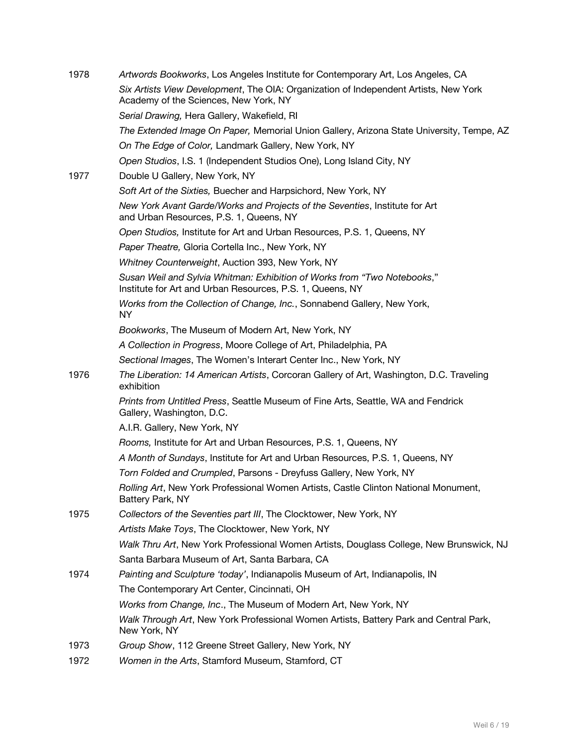1978 *Artwords Bookworks*, Los Angeles Institute for Contemporary Art, Los Angeles, CA

*Six Artists View Development*, The OIA: Organization of Independent Artists, New York Academy of the Sciences, New York, NY

*Serial Drawing,* Hera Gallery, Wakefield, RI

*The Extended Image On Paper,* Memorial Union Gallery, Arizona State University, Tempe, AZ

*On The Edge of Color,* Landmark Gallery, New York, NY

*Open Studios*, I.S. 1 (Independent Studios One), Long Island City, NY

1977 Double U Gallery, New York, NY

*Soft Art of the Sixties,* Buecher and Harpsichord, New York, NY

*New York Avant Garde/Works and Projects of the Seventies*, Institute for Art and Urban Resources, P.S. 1, Queens, NY

*Open Studios,* Institute for Art and Urban Resources, P.S. 1, Queens, NY

*Paper Theatre,* Gloria Cortella Inc., New York, NY

*Whitney Counterweight*, Auction 393, New York, NY

*Susan Weil and Sylvia Whitman: Exhibition of Works from "Two Notebooks*," Institute for Art and Urban Resources, P.S. 1, Queens, NY

*Works from the Collection of Change, Inc.*, Sonnabend Gallery, New York, NY

*Bookworks*, The Museum of Modern Art, New York, NY

*A Collection in Progress*, Moore College of Art, Philadelphia, PA

*Sectional Images*, The Women's Interart Center Inc., New York, NY

1976 *The Liberation: 14 American Artists*, Corcoran Gallery of Art, Washington, D.C. Traveling exhibition

*Prints from Untitled Press*, Seattle Museum of Fine Arts, Seattle, WA and Fendrick Gallery, Washington, D.C.

A.I.R. Gallery, New York, NY

*Rooms,* Institute for Art and Urban Resources, P.S. 1, Queens, NY

*A Month of Sundays*, Institute for Art and Urban Resources, P.S. 1, Queens, NY

*Torn Folded and Crumpled*, Parsons - Dreyfuss Gallery, New York, NY

*Rolling Art*, New York Professional Women Artists, Castle Clinton National Monument, Battery Park, NY

1975 *Collectors of the Seventies part III*, The Clocktower, New York, NY

*Artists Make Toys*, The Clocktower, New York, NY

*Walk Thru Art*, New York Professional Women Artists, Douglass College, New Brunswick, NJ

Santa Barbara Museum of Art, Santa Barbara, CA

1974 *Painting and Sculpture 'today'*, Indianapolis Museum of Art, Indianapolis, IN

The Contemporary Art Center, Cincinnati, OH

*Works from Change, Inc*., The Museum of Modern Art, New York, NY

*Walk Through Art*, New York Professional Women Artists, Battery Park and Central Park, New York, NY

1973 *Group Show*, 112 Greene Street Gallery, New York, NY

1972 *Women in the Arts*, Stamford Museum, Stamford, CT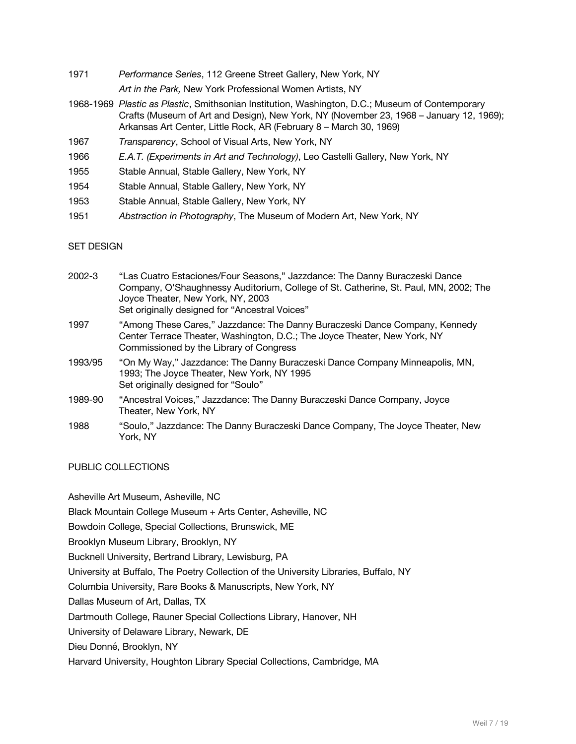1971 *Performance Series*, 112 Greene Street Gallery, New York, NY

*Art in the Park,* New York Professional Women Artists, NY

1968-1969 *Plastic as Plastic*, Smithsonian Institution, Washington, D.C.; Museum of Contemporary Crafts (Museum of Art and Design), New York, NY (November 23, 1968 – January 12, 1969); Arkansas Art Center, Little Rock, AR (February 8 – March 30, 1969)

1967 *Transparency*, School of Visual Arts, New York, NY

1966 *E.A.T. (Experiments in Art and Technology)*, Leo Castelli Gallery, New York, NY

1955 Stable Annual, Stable Gallery, New York, NY

1954 Stable Annual, Stable Gallery, New York, NY

1953 Stable Annual, Stable Gallery, New York, NY

1951 *Abstraction in Photography*, The Museum of Modern Art, New York, NY

## SET DESIGN

2002-3 "Las Cuatro Estaciones/Four Seasons," Jazzdance: The Danny Buraczeski Dance Company, O'Shaughnessy Auditorium, College of St. Catherine, St. Paul, MN, 2002; The Joyce Theater, New York, NY, 2003
Set originally designed for "Ancestral Voices"

1997 "Among These Cares," Jazzdance: The Danny Buraczeski Dance Company, Kennedy Center Terrace Theater, Washington, D.C.; The Joyce Theater, New York, NY
Commissioned by the Library of Congress

1993/95 "On My Way," Jazzdance: The Danny Buraczeski Dance Company Minneapolis, MN, 1993; The Joyce Theater, New York, NY 1995
Set originally designed for "Soulo"

1989-90 "Ancestral Voices," Jazzdance: The Danny Buraczeski Dance Company, Joyce Theater, New York, NY

1988 "Soulo," Jazzdance: The Danny Buraczeski Dance Company, The Joyce Theater, New York, NY

## PUBLIC COLLECTIONS

Asheville Art Museum, Asheville, NC

Black Mountain College Museum + Arts Center, Asheville, NC

Bowdoin College, Special Collections, Brunswick, ME

Brooklyn Museum Library, Brooklyn, NY

Bucknell University, Bertrand Library, Lewisburg, PA

University at Buffalo, The Poetry Collection of the University Libraries, Buffalo, NY

Columbia University, Rare Books & Manuscripts, New York, NY

Dallas Museum of Art, Dallas, TX

Dartmouth College, Rauner Special Collections Library, Hanover, NH

University of Delaware Library, Newark, DE

Dieu Donné, Brooklyn, NY

Harvard University, Houghton Library Special Collections, Cambridge, MA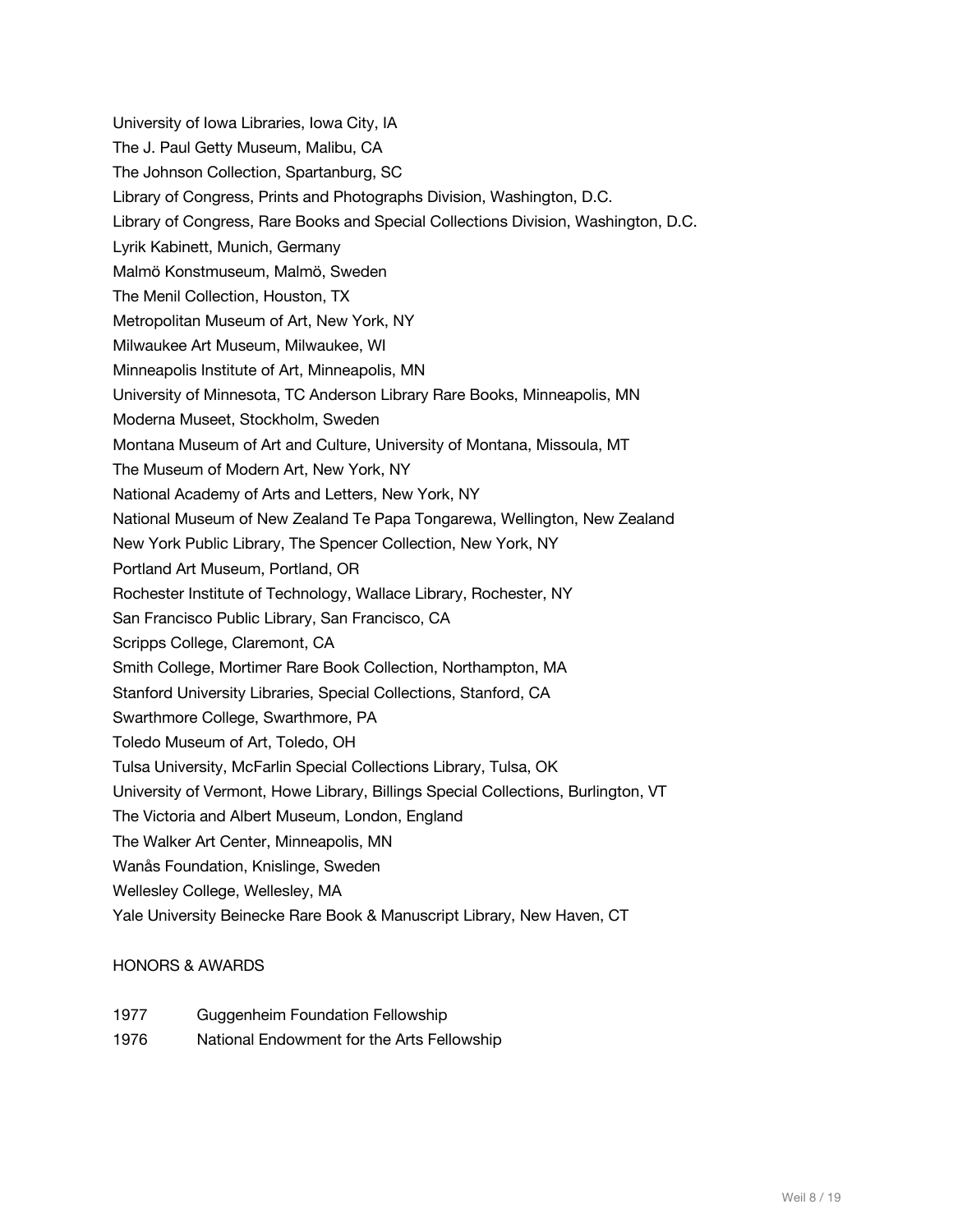University of Iowa Libraries, Iowa City, IA
The J. Paul Getty Museum, Malibu, CA
The Johnson Collection, Spartanburg, SC
Library of Congress, Prints and Photographs Division, Washington, D.C.
Library of Congress, Rare Books and Special Collections Division, Washington, D.C.
Lyrik Kabinett, Munich, Germany
Malmö Konstmuseum, Malmö, Sweden
The Menil Collection, Houston, TX
Metropolitan Museum of Art, New York, NY
Milwaukee Art Museum, Milwaukee, WI
Minneapolis Institute of Art, Minneapolis, MN
University of Minnesota, TC Anderson Library Rare Books, Minneapolis, MN
Moderna Museet, Stockholm, Sweden
Montana Museum of Art and Culture, University of Montana, Missoula, MT
The Museum of Modern Art, New York, NY
National Academy of Arts and Letters, New York, NY
National Museum of New Zealand Te Papa Tongarewa, Wellington, New Zealand
New York Public Library, The Spencer Collection, New York, NY
Portland Art Museum, Portland, OR
Rochester Institute of Technology, Wallace Library, Rochester, NY
San Francisco Public Library, San Francisco, CA
Scripps College, Claremont, CA
Smith College, Mortimer Rare Book Collection, Northampton, MA
Stanford University Libraries, Special Collections, Stanford, CA
Swarthmore College, Swarthmore, PA
Toledo Museum of Art, Toledo, OH
Tulsa University, McFarlin Special Collections Library, Tulsa, OK
University of Vermont, Howe Library, Billings Special Collections, Burlington, VT
The Victoria and Albert Museum, London, England
The Walker Art Center, Minneapolis, MN
Wanås Foundation, Knislinge, Sweden
Wellesley College, Wellesley, MA
Yale University Beinecke Rare Book & Manuscript Library, New Haven, CT

## HONORS & AWARDS

1977 Guggenheim Foundation Fellowship
1976 National Endowment for the Arts Fellowship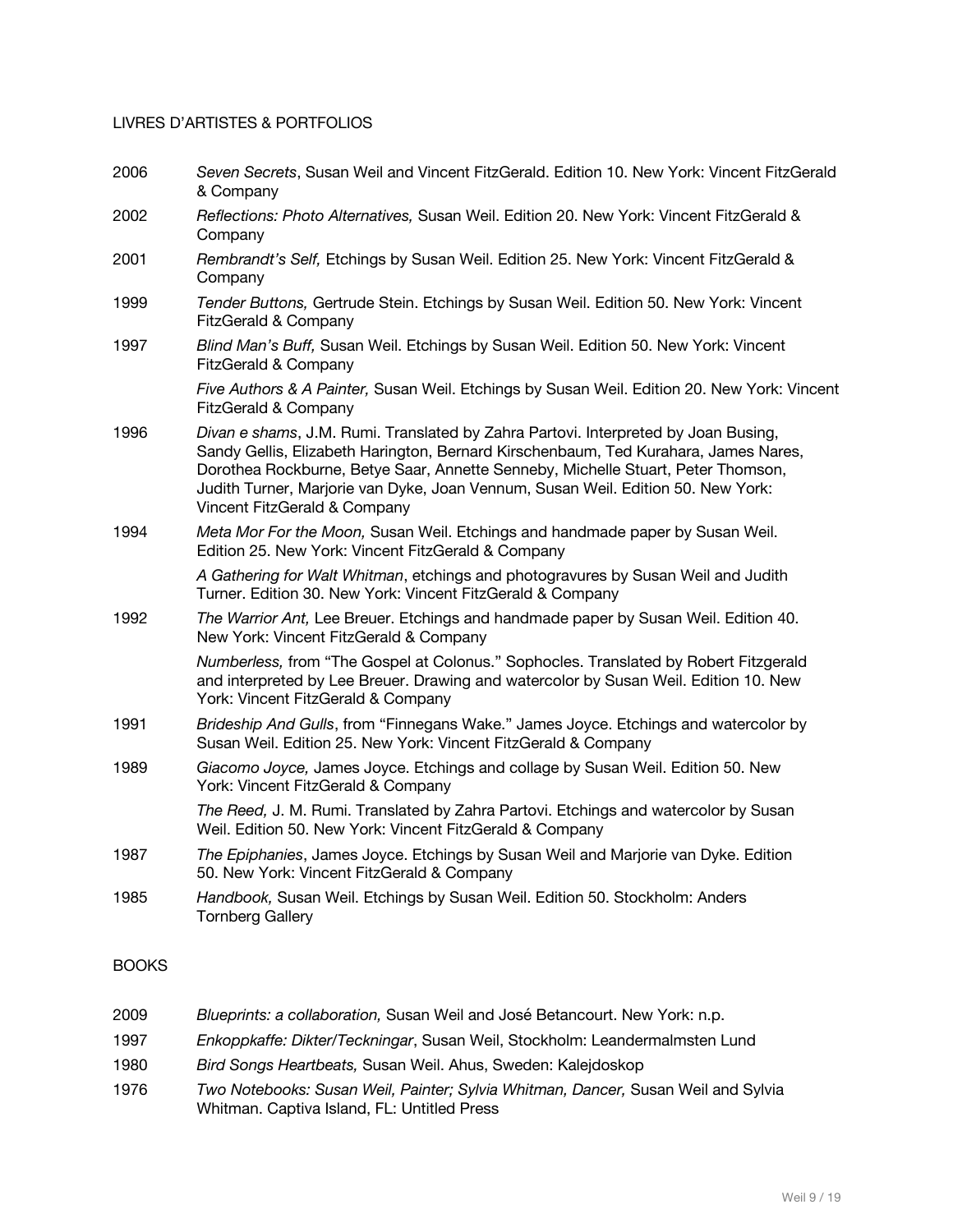## LIVRES D'ARTISTES & PORTFOLIOS

2006 *Seven Secrets*, Susan Weil and Vincent FitzGerald. Edition 10. New York: Vincent FitzGerald & Company

2002 *Reflections: Photo Alternatives,* Susan Weil. Edition 20. New York: Vincent FitzGerald & Company

2001 *Rembrandt's Self,* Etchings by Susan Weil. Edition 25. New York: Vincent FitzGerald & Company

1999 *Tender Buttons,* Gertrude Stein. Etchings by Susan Weil. Edition 50. New York: Vincent FitzGerald & Company

1997 *Blind Man's Buff,* Susan Weil. Etchings by Susan Weil. Edition 50. New York: Vincent FitzGerald & Company

*Five Authors & A Painter,* Susan Weil. Etchings by Susan Weil. Edition 20. New York: Vincent FitzGerald & Company

1996 *Divan e shams*, J.M. Rumi. Translated by Zahra Partovi. Interpreted by Joan Busing, Sandy Gellis, Elizabeth Harington, Bernard Kirschenbaum, Ted Kurahara, James Nares, Dorothea Rockburne, Betye Saar, Annette Senneby, Michelle Stuart, Peter Thomson, Judith Turner, Marjorie van Dyke, Joan Vennum, Susan Weil. Edition 50. New York: Vincent FitzGerald & Company

1994 *Meta Mor For the Moon,* Susan Weil. Etchings and handmade paper by Susan Weil. Edition 25. New York: Vincent FitzGerald & Company

*A Gathering for Walt Whitman*, etchings and photogravures by Susan Weil and Judith Turner. Edition 30. New York: Vincent FitzGerald & Company

1992 *The Warrior Ant,* Lee Breuer. Etchings and handmade paper by Susan Weil. Edition 40. New York: Vincent FitzGerald & Company

*Numberless,* from "The Gospel at Colonus." Sophocles. Translated by Robert Fitzgerald and interpreted by Lee Breuer. Drawing and watercolor by Susan Weil. Edition 10. New York: Vincent FitzGerald & Company

1991 *Brideship And Gulls*, from "Finnegans Wake." James Joyce. Etchings and watercolor by Susan Weil. Edition 25. New York: Vincent FitzGerald & Company

1989 *Giacomo Joyce,* James Joyce. Etchings and collage by Susan Weil. Edition 50. New York: Vincent FitzGerald & Company

*The Reed,* J. M. Rumi. Translated by Zahra Partovi. Etchings and watercolor by Susan Weil. Edition 50. New York: Vincent FitzGerald & Company

1987 *The Epiphanies*, James Joyce. Etchings by Susan Weil and Marjorie van Dyke. Edition 50. New York: Vincent FitzGerald & Company

1985 *Handbook,* Susan Weil. Etchings by Susan Weil. Edition 50. Stockholm: Anders Tornberg Gallery

## BOOKS

2009 *Blueprints: a collaboration,* Susan Weil and José Betancourt. New York: n.p.

1997 *Enkoppkaffe: Dikter/Teckningar*, Susan Weil, Stockholm: Leandermalmsten Lund

1980 *Bird Songs Heartbeats,* Susan Weil. Ahus, Sweden: Kalejdoskop

1976 *Two Notebooks: Susan Weil, Painter; Sylvia Whitman, Dancer,* Susan Weil and Sylvia Whitman. Captiva Island, FL: Untitled Press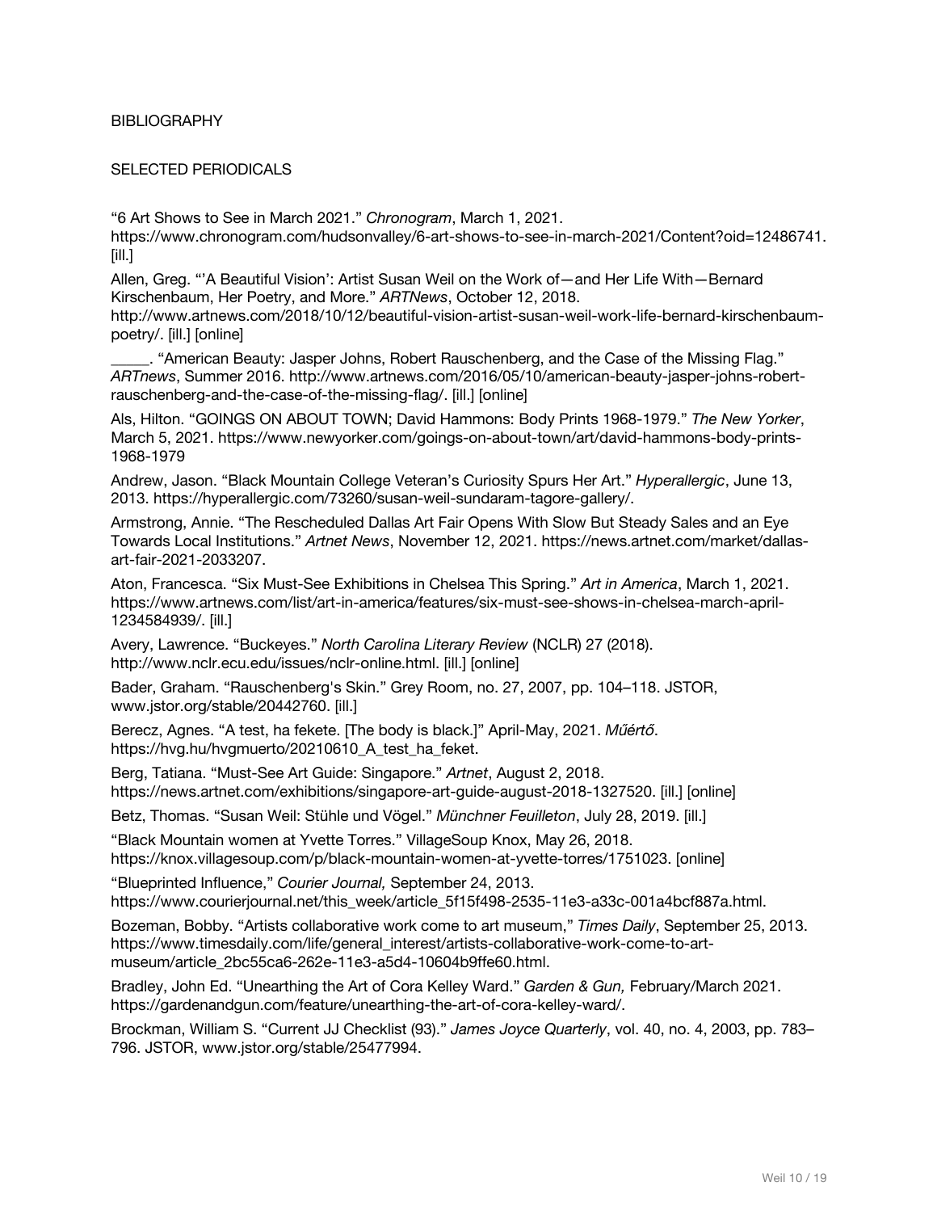BIBLIOGRAPHY

SELECTED PERIODICALS

“6 Art Shows to See in March 2021.” *Chronogram*, March 1, 2021. https://www.chronogram.com/hudsonvalley/6-art-shows-to-see-in-march-2021/Content?oid=12486741. [ill.]

Allen, Greg. “‘A Beautiful Vision’: Artist Susan Weil on the Work of—and Her Life With—Bernard Kirschenbaum, Her Poetry, and More.” *ARTNews*, October 12, 2018. http://www.artnews.com/2018/10/12/beautiful-vision-artist-susan-weil-work-life-bernard-kirschenbaum-poetry/. [ill.] [online]

_____. “American Beauty: Jasper Johns, Robert Rauschenberg, and the Case of the Missing Flag.” *ARTnews*, Summer 2016. http://www.artnews.com/2016/05/10/american-beauty-jasper-johns-robert-rauschenberg-and-the-case-of-the-missing-flag/. [ill.] [online]

Als, Hilton. “GOINGS ON ABOUT TOWN; David Hammons: Body Prints 1968-1979.” *The New Yorker*, March 5, 2021. https://www.newyorker.com/goings-on-about-town/art/david-hammons-body-prints-1968-1979

Andrew, Jason. “Black Mountain College Veteran’s Curiosity Spurs Her Art.” *Hyperallergic*, June 13, 2013. https://hyperallergic.com/73260/susan-weil-sundaram-tagore-gallery/.

Armstrong, Annie. “The Rescheduled Dallas Art Fair Opens With Slow But Steady Sales and an Eye Towards Local Institutions.” *Artnet News*, November 12, 2021. https://news.artnet.com/market/dallas-art-fair-2021-2033207.

Aton, Francesca. “Six Must-See Exhibitions in Chelsea This Spring.” *Art in America*, March 1, 2021. https://www.artnews.com/list/art-in-america/features/six-must-see-shows-in-chelsea-march-april-1234584939/. [ill.]

Avery, Lawrence. “Buckeyes.” *North Carolina Literary Review* (NCLR) 27 (2018). http://www.nclr.ecu.edu/issues/nclr-online.html. [ill.] [online]

Bader, Graham. “Rauschenberg's Skin.” Grey Room, no. 27, 2007, pp. 104–118. JSTOR, www.jstor.org/stable/20442760. [ill.]

Berecz, Agnes. “A test, ha fekete. [The body is black.]” April-May, 2021. *Műértő*. https://hvg.hu/hvgmuerto/20210610_A_test_ha_feket.

Berg, Tatiana. “Must-See Art Guide: Singapore.” *Artnet*, August 2, 2018. https://news.artnet.com/exhibitions/singapore-art-guide-august-2018-1327520. [ill.] [online]

Betz, Thomas. “Susan Weil: Stühle und Vögel.” *Münchner Feuilleton*, July 28, 2019. [ill.]

“Black Mountain women at Yvette Torres.” VillageSoup Knox, May 26, 2018. https://knox.villagesoup.com/p/black-mountain-women-at-yvette-torres/1751023. [online]

“Blueprinted Influence,” *Courier Journal,* September 24, 2013. https://www.courierjournal.net/this_week/article_5f15f498-2535-11e3-a33c-001a4bcf887a.html.

Bozeman, Bobby. “Artists collaborative work come to art museum,” *Times Daily*, September 25, 2013. https://www.timesdaily.com/life/general_interest/artists-collaborative-work-come-to-art-museum/article_2bc55ca6-262e-11e3-a5d4-10604b9ffe60.html.

Bradley, John Ed. “Unearthing the Art of Cora Kelley Ward.” *Garden & Gun,* February/March 2021. https://gardenandgun.com/feature/unearthing-the-art-of-cora-kelley-ward/.

Brockman, William S. “Current JJ Checklist (93).” *James Joyce Quarterly*, vol. 40, no. 4, 2003, pp. 783–796. JSTOR, www.jstor.org/stable/25477994.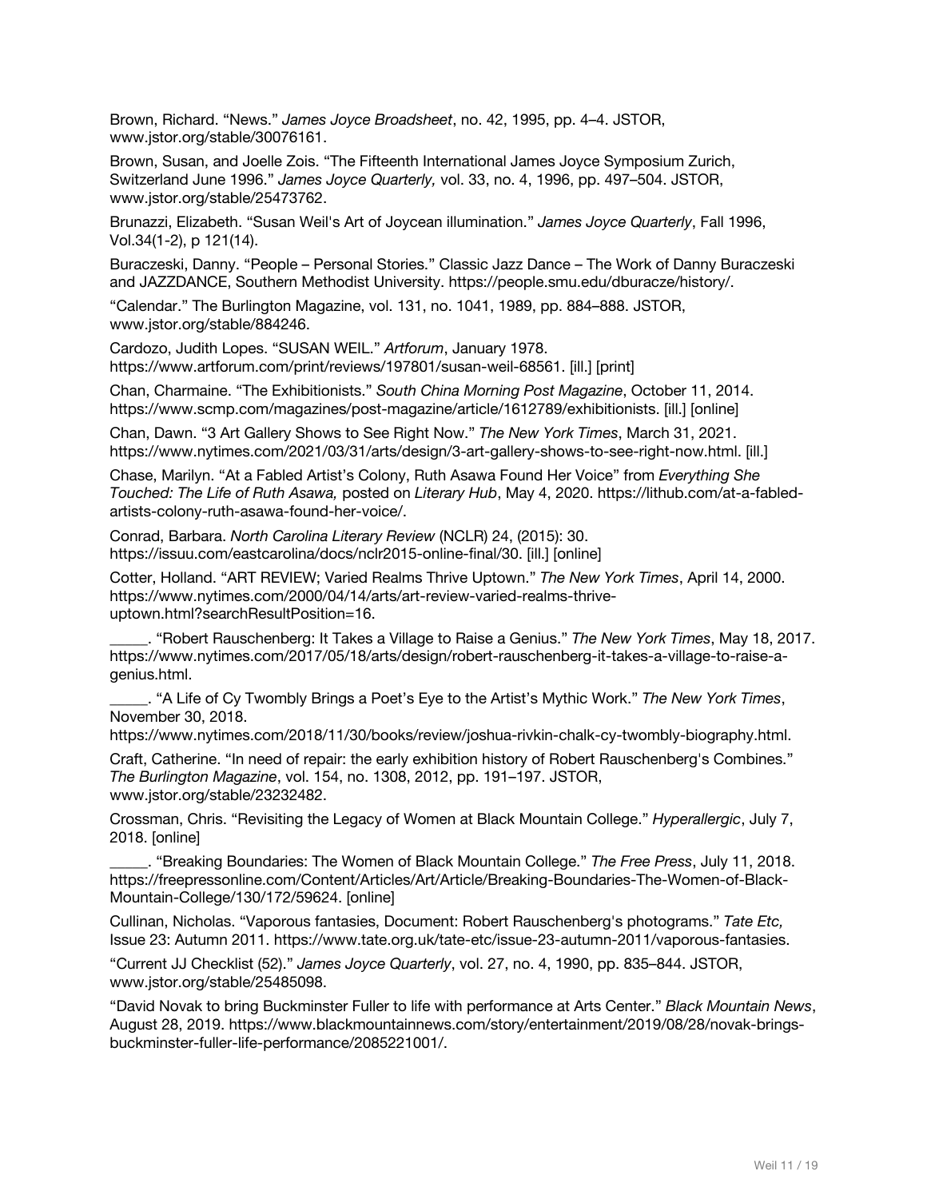Brown, Richard. “News.” *James Joyce Broadsheet*, no. 42, 1995, pp. 4–4. JSTOR, www.jstor.org/stable/30076161.

Brown, Susan, and Joelle Zois. “The Fifteenth International James Joyce Symposium Zurich, Switzerland June 1996.” *James Joyce Quarterly,* vol. 33, no. 4, 1996, pp. 497–504. JSTOR, www.jstor.org/stable/25473762.

Brunazzi, Elizabeth. “Susan Weil's Art of Joycean illumination.” *James Joyce Quarterly*, Fall 1996, Vol.34(1-2), p 121(14).

Buraczeski, Danny. “People – Personal Stories.” Classic Jazz Dance – The Work of Danny Buraczeski and JAZZDANCE, Southern Methodist University. https://people.smu.edu/dburacze/history/.

“Calendar.” The Burlington Magazine, vol. 131, no. 1041, 1989, pp. 884–888. JSTOR, www.jstor.org/stable/884246.

Cardozo, Judith Lopes. “SUSAN WEIL.” *Artforum*, January 1978. https://www.artforum.com/print/reviews/197801/susan-weil-68561. [ill.] [print]

Chan, Charmaine. “The Exhibitionists.” *South China Morning Post Magazine*, October 11, 2014. https://www.scmp.com/magazines/post-magazine/article/1612789/exhibitionists. [ill.] [online]

Chan, Dawn. “3 Art Gallery Shows to See Right Now.” *The New York Times*, March 31, 2021. https://www.nytimes.com/2021/03/31/arts/design/3-art-gallery-shows-to-see-right-now.html. [ill.]

Chase, Marilyn. “At a Fabled Artist’s Colony, Ruth Asawa Found Her Voice” from *Everything She Touched: The Life of Ruth Asawa,* posted on *Literary Hub*, May 4, 2020. https://lithub.com/at-a-fabled-artists-colony-ruth-asawa-found-her-voice/.

Conrad, Barbara. *North Carolina Literary Review* (NCLR) 24, (2015): 30. https://issuu.com/eastcarolina/docs/nclr2015-online-final/30. [ill.] [online]

Cotter, Holland. “ART REVIEW; Varied Realms Thrive Uptown.” *The New York Times*, April 14, 2000. https://www.nytimes.com/2000/04/14/arts/art-review-varied-realms-thrive-uptown.html?searchResultPosition=16.

_____. “Robert Rauschenberg: It Takes a Village to Raise a Genius.” *The New York Times*, May 18, 2017. https://www.nytimes.com/2017/05/18/arts/design/robert-rauschenberg-it-takes-a-village-to-raise-a-genius.html.

_____. “A Life of Cy Twombly Brings a Poet’s Eye to the Artist’s Mythic Work.” *The New York Times*, November 30, 2018. https://www.nytimes.com/2018/11/30/books/review/joshua-rivkin-chalk-cy-twombly-biography.html.

Craft, Catherine. “In need of repair: the early exhibition history of Robert Rauschenberg's Combines.” *The Burlington Magazine*, vol. 154, no. 1308, 2012, pp. 191–197. JSTOR, www.jstor.org/stable/23232482.

Crossman, Chris. “Revisiting the Legacy of Women at Black Mountain College.” *Hyperallergic*, July 7, 2018. [online]

_____. “Breaking Boundaries: The Women of Black Mountain College.” *The Free Press*, July 11, 2018. https://freepressonline.com/Content/Articles/Art/Article/Breaking-Boundaries-The-Women-of-Black-Mountain-College/130/172/59624. [online]

Cullinan, Nicholas. “Vaporous fantasies, Document: Robert Rauschenberg's photograms.” *Tate Etc,* Issue 23: Autumn 2011. https://www.tate.org.uk/tate-etc/issue-23-autumn-2011/vaporous-fantasies.

“Current JJ Checklist (52).” *James Joyce Quarterly*, vol. 27, no. 4, 1990, pp. 835–844. JSTOR, www.jstor.org/stable/25485098.

“David Novak to bring Buckminster Fuller to life with performance at Arts Center.” *Black Mountain News*, August 28, 2019. https://www.blackmountainnews.com/story/entertainment/2019/08/28/novak-brings-buckminster-fuller-life-performance/2085221001/.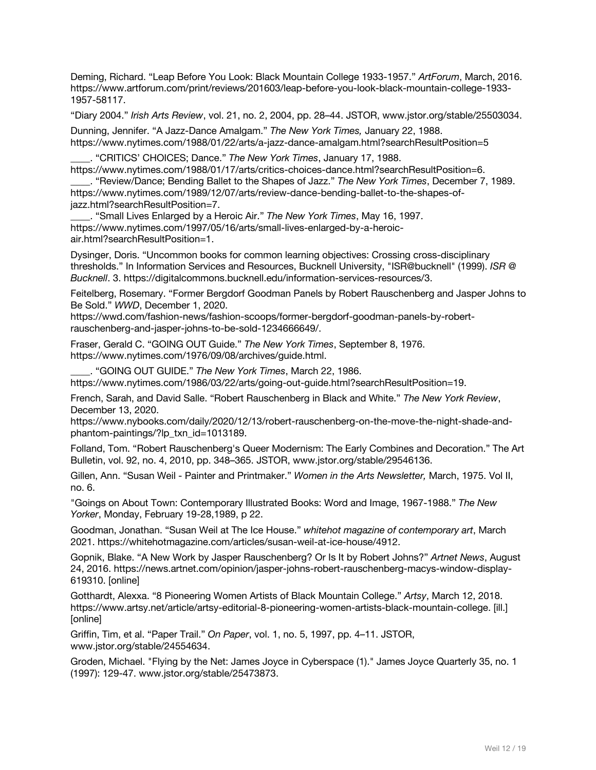Deming, Richard. “Leap Before You Look: Black Mountain College 1933-1957.” *ArtForum*, March, 2016. https://www.artforum.com/print/reviews/201603/leap-before-you-look-black-mountain-college-1933-1957-58117.

“Diary 2004.” *Irish Arts Review*, vol. 21, no. 2, 2004, pp. 28–44. JSTOR, www.jstor.org/stable/25503034.

Dunning, Jennifer. “A Jazz-Dance Amalgam.” *The New York Times,* January 22, 1988. https://www.nytimes.com/1988/01/22/arts/a-jazz-dance-amalgam.html?searchResultPosition=5

____. “CRITICS’ CHOICES; Dance.” *The New York Times*, January 17, 1988. https://www.nytimes.com/1988/01/17/arts/critics-choices-dance.html?searchResultPosition=6.

____. “Review/Dance; Bending Ballet to the Shapes of Jazz.” *The New York Times*, December 7, 1989. https://www.nytimes.com/1989/12/07/arts/review-dance-bending-ballet-to-the-shapes-of-jazz.html?searchResultPosition=7.

____. “Small Lives Enlarged by a Heroic Air.” *The New York Times*, May 16, 1997. https://www.nytimes.com/1997/05/16/arts/small-lives-enlarged-by-a-heroic-air.html?searchResultPosition=1.

Dysinger, Doris. “Uncommon books for common learning objectives: Crossing cross-disciplinary thresholds.” In Information Services and Resources, Bucknell University, "ISR@bucknell" (1999). *ISR @ Bucknell*. 3. https://digitalcommons.bucknell.edu/information-services-resources/3.

Feitelberg, Rosemary. “Former Bergdorf Goodman Panels by Robert Rauschenberg and Jasper Johns to Be Sold.” *WWD*, December 1, 2020. https://wwd.com/fashion-news/fashion-scoops/former-bergdorf-goodman-panels-by-robert-rauschenberg-and-jasper-johns-to-be-sold-1234666649/.

Fraser, Gerald C. “GOING OUT Guide.” *The New York Times*, September 8, 1976. https://www.nytimes.com/1976/09/08/archives/guide.html.

____. “GOING OUT GUIDE.” *The New York Times*, March 22, 1986. https://www.nytimes.com/1986/03/22/arts/going-out-guide.html?searchResultPosition=19.

French, Sarah, and David Salle. “Robert Rauschenberg in Black and White.” *The New York Review*, December 13, 2020. https://www.nybooks.com/daily/2020/12/13/robert-rauschenberg-on-the-move-the-night-shade-and-phantom-paintings/?lp_txn_id=1013189.

Folland, Tom. “Robert Rauschenberg's Queer Modernism: The Early Combines and Decoration.” The Art Bulletin, vol. 92, no. 4, 2010, pp. 348–365. JSTOR, www.jstor.org/stable/29546136.

Gillen, Ann. “Susan Weil - Painter and Printmaker.” *Women in the Arts Newsletter,* March, 1975. Vol II, no. 6.

"Goings on About Town: Contemporary Illustrated Books: Word and Image, 1967-1988.” *The New Yorker*, Monday, February 19-28,1989, p 22.

Goodman, Jonathan. “Susan Weil at The Ice House.” *whitehot magazine of contemporary art*, March 2021. https://whitehotmagazine.com/articles/susan-weil-at-ice-house/4912.

Gopnik, Blake. “A New Work by Jasper Rauschenberg? Or Is It by Robert Johns?” *Artnet News*, August 24, 2016. https://news.artnet.com/opinion/jasper-johns-robert-rauschenberg-macys-window-display-619310. [online]

Gotthardt, Alexxa. “8 Pioneering Women Artists of Black Mountain College.” *Artsy*, March 12, 2018. https://www.artsy.net/article/artsy-editorial-8-pioneering-women-artists-black-mountain-college. [ill.] [online]

Griffin, Tim, et al. “Paper Trail.” *On Paper*, vol. 1, no. 5, 1997, pp. 4–11. JSTOR, www.jstor.org/stable/24554634.

Groden, Michael. "Flying by the Net: James Joyce in Cyberspace (1)." James Joyce Quarterly 35, no. 1 (1997): 129-47. www.jstor.org/stable/25473873.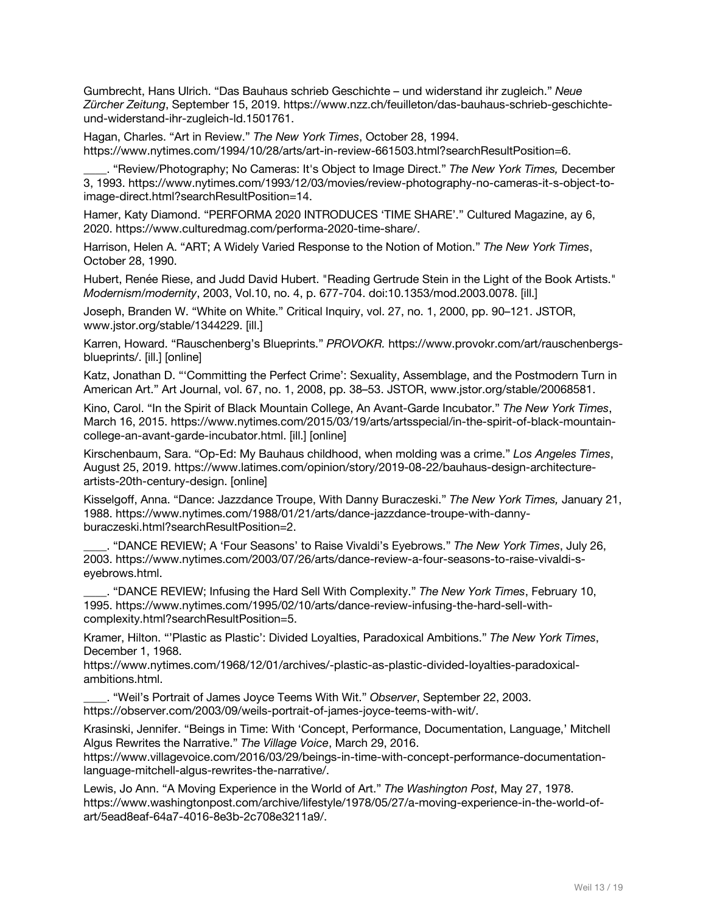Gumbrecht, Hans Ulrich. “Das Bauhaus schrieb Geschichte – und widerstand ihr zugleich.” *Neue Zürcher Zeitung*, September 15, 2019. https://www.nzz.ch/feuilleton/das-bauhaus-schrieb-geschichte-und-widerstand-ihr-zugleich-ld.1501761.

Hagan, Charles. “Art in Review.” *The New York Times*, October 28, 1994. https://www.nytimes.com/1994/10/28/arts/art-in-review-661503.html?searchResultPosition=6.

____. “Review/Photography; No Cameras: It's Object to Image Direct.” *The New York Times,* December 3, 1993. https://www.nytimes.com/1993/12/03/movies/review-photography-no-cameras-it-s-object-to-image-direct.html?searchResultPosition=14.

Hamer, Katy Diamond. “PERFORMA 2020 INTRODUCES ‘TIME SHARE’.” Cultured Magazine, ay 6, 2020. https://www.culturedmag.com/performa-2020-time-share/.

Harrison, Helen A. “ART; A Widely Varied Response to the Notion of Motion.” *The New York Times*, October 28, 1990.

Hubert, Renée Riese, and Judd David Hubert. "Reading Gertrude Stein in the Light of the Book Artists." *Modernism/modernity*, 2003, Vol.10, no. 4, p. 677-704. doi:10.1353/mod.2003.0078. [ill.]

Joseph, Branden W. “White on White.” Critical Inquiry, vol. 27, no. 1, 2000, pp. 90–121. JSTOR, www.jstor.org/stable/1344229. [ill.]

Karren, Howard. “Rauschenberg’s Blueprints.” *PROVOKR.* https://www.provokr.com/art/rauschenbergs-blueprints/. [ill.] [online]

Katz, Jonathan D. “‘Committing the Perfect Crime’: Sexuality, Assemblage, and the Postmodern Turn in American Art.” Art Journal, vol. 67, no. 1, 2008, pp. 38–53. JSTOR, www.jstor.org/stable/20068581.

Kino, Carol. “In the Spirit of Black Mountain College, An Avant-Garde Incubator.” *The New York Times*, March 16, 2015. https://www.nytimes.com/2015/03/19/arts/artsspecial/in-the-spirit-of-black-mountain-college-an-avant-garde-incubator.html. [ill.] [online]

Kirschenbaum, Sara. “Op-Ed: My Bauhaus childhood, when molding was a crime.” *Los Angeles Times*, August 25, 2019. https://www.latimes.com/opinion/story/2019-08-22/bauhaus-design-architecture-artists-20th-century-design. [online]

Kisselgoff, Anna. “Dance: Jazzdance Troupe, With Danny Buraczeski.” *The New York Times,* January 21, 1988. https://www.nytimes.com/1988/01/21/arts/dance-jazzdance-troupe-with-danny-buraczeski.html?searchResultPosition=2.

____. “DANCE REVIEW; A ‘Four Seasons’ to Raise Vivaldi’s Eyebrows.” *The New York Times*, July 26, 2003. https://www.nytimes.com/2003/07/26/arts/dance-review-a-four-seasons-to-raise-vivaldi-s-eyebrows.html.

____. “DANCE REVIEW; Infusing the Hard Sell With Complexity.” *The New York Times*, February 10, 1995. https://www.nytimes.com/1995/02/10/arts/dance-review-infusing-the-hard-sell-with-complexity.html?searchResultPosition=5.

Kramer, Hilton. “’Plastic as Plastic’: Divided Loyalties, Paradoxical Ambitions.” *The New York Times*, December 1, 1968. https://www.nytimes.com/1968/12/01/archives/-plastic-as-plastic-divided-loyalties-paradoxical-ambitions.html.

____. “Weil’s Portrait of James Joyce Teems With Wit.” *Observer*, September 22, 2003. https://observer.com/2003/09/weils-portrait-of-james-joyce-teems-with-wit/.

Krasinski, Jennifer. “Beings in Time: With ‘Concept, Performance, Documentation, Language,’ Mitchell Algus Rewrites the Narrative.” *The Village Voice*, March 29, 2016. https://www.villagevoice.com/2016/03/29/beings-in-time-with-concept-performance-documentation-language-mitchell-algus-rewrites-the-narrative/.

Lewis, Jo Ann. “A Moving Experience in the World of Art.” *The Washington Post*, May 27, 1978. https://www.washingtonpost.com/archive/lifestyle/1978/05/27/a-moving-experience-in-the-world-of-art/5ead8eaf-64a7-4016-8e3b-2c708e3211a9/.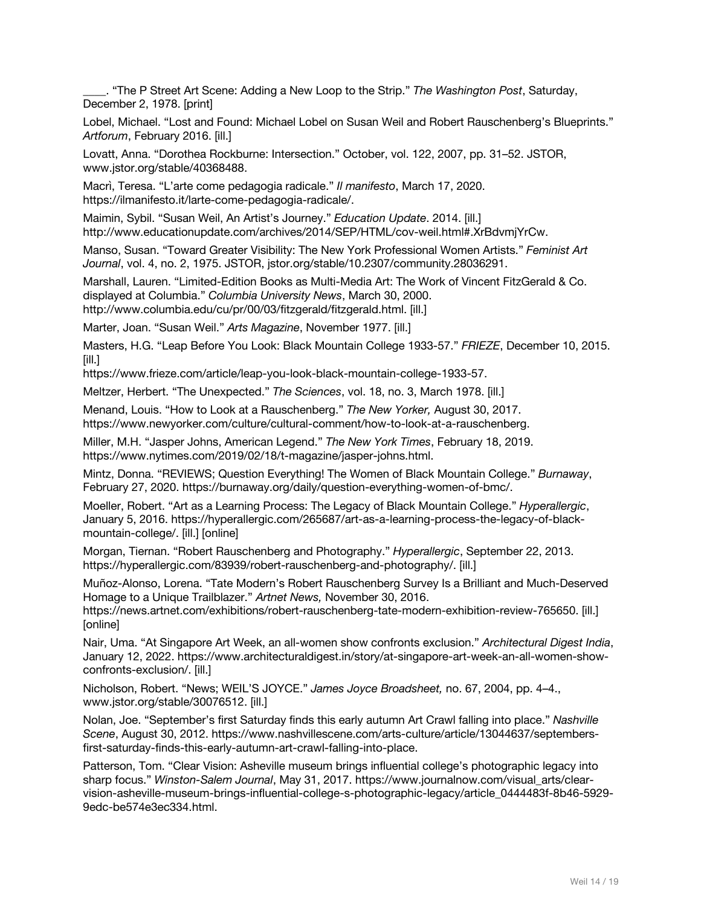____. "The P Street Art Scene: Adding a New Loop to the Strip." *The Washington Post*, Saturday, December 2, 1978. [print]

Lobel, Michael. "Lost and Found: Michael Lobel on Susan Weil and Robert Rauschenberg's Blueprints." *Artforum*, February 2016. [ill.]

Lovatt, Anna. "Dorothea Rockburne: Intersection." October, vol. 122, 2007, pp. 31–52. JSTOR, www.jstor.org/stable/40368488.

Macrì, Teresa. "L'arte come pedagogia radicale." *Il manifesto*, March 17, 2020. https://ilmanifesto.it/larte-come-pedagogia-radicale/.

Maimin, Sybil. "Susan Weil, An Artist's Journey." *Education Update*. 2014. [ill.] http://www.educationupdate.com/archives/2014/SEP/HTML/cov-weil.html#.XrBdvmjYrCw.

Manso, Susan. "Toward Greater Visibility: The New York Professional Women Artists." *Feminist Art Journal*, vol. 4, no. 2, 1975. JSTOR, jstor.org/stable/10.2307/community.28036291.

Marshall, Lauren. "Limited-Edition Books as Multi-Media Art: The Work of Vincent FitzGerald & Co. displayed at Columbia." *Columbia University News*, March 30, 2000. http://www.columbia.edu/cu/pr/00/03/fitzgerald/fitzgerald.html. [ill.]

Marter, Joan. "Susan Weil." *Arts Magazine*, November 1977. [ill.]

Masters, H.G. "Leap Before You Look: Black Mountain College 1933-57." *FRIEZE*, December 10, 2015. [ill.]
https://www.frieze.com/article/leap-you-look-black-mountain-college-1933-57.

Meltzer, Herbert. "The Unexpected." *The Sciences*, vol. 18, no. 3, March 1978. [ill.]

Menand, Louis. "How to Look at a Rauschenberg." *The New Yorker,* August 30, 2017. https://www.newyorker.com/culture/cultural-comment/how-to-look-at-a-rauschenberg.

Miller, M.H. "Jasper Johns, American Legend." *The New York Times*, February 18, 2019. https://www.nytimes.com/2019/02/18/t-magazine/jasper-johns.html.

Mintz, Donna. "REVIEWS; Question Everything! The Women of Black Mountain College." *Burnaway*, February 27, 2020. https://burnaway.org/daily/question-everything-women-of-bmc/.

Moeller, Robert. "Art as a Learning Process: The Legacy of Black Mountain College." *Hyperallergic*, January 5, 2016. https://hyperallergic.com/265687/art-as-a-learning-process-the-legacy-of-black-mountain-college/. [ill.] [online]

Morgan, Tiernan. "Robert Rauschenberg and Photography." *Hyperallergic*, September 22, 2013. https://hyperallergic.com/83939/robert-rauschenberg-and-photography/. [ill.]

Muñoz-Alonso, Lorena. "Tate Modern's Robert Rauschenberg Survey Is a Brilliant and Much-Deserved Homage to a Unique Trailblazer." *Artnet News,* November 30, 2016. https://news.artnet.com/exhibitions/robert-rauschenberg-tate-modern-exhibition-review-765650. [ill.] [online]

Nair, Uma. "At Singapore Art Week, an all-women show confronts exclusion." *Architectural Digest India*, January 12, 2022. https://www.architecturaldigest.in/story/at-singapore-art-week-an-all-women-show-confronts-exclusion/. [ill.]

Nicholson, Robert. "News; WEIL'S JOYCE." *James Joyce Broadsheet,* no. 67, 2004, pp. 4–4., www.jstor.org/stable/30076512. [ill.]

Nolan, Joe. "September's first Saturday finds this early autumn Art Crawl falling into place." *Nashville Scene*, August 30, 2012. https://www.nashvillescene.com/arts-culture/article/13044637/septembers-first-saturday-finds-this-early-autumn-art-crawl-falling-into-place.

Patterson, Tom. "Clear Vision: Asheville museum brings influential college's photographic legacy into sharp focus." *Winston-Salem Journal*, May 31, 2017. https://www.journalnow.com/visual_arts/clear-vision-asheville-museum-brings-influential-college-s-photographic-legacy/article_0444483f-8b46-5929-9edc-be574e3ec334.html.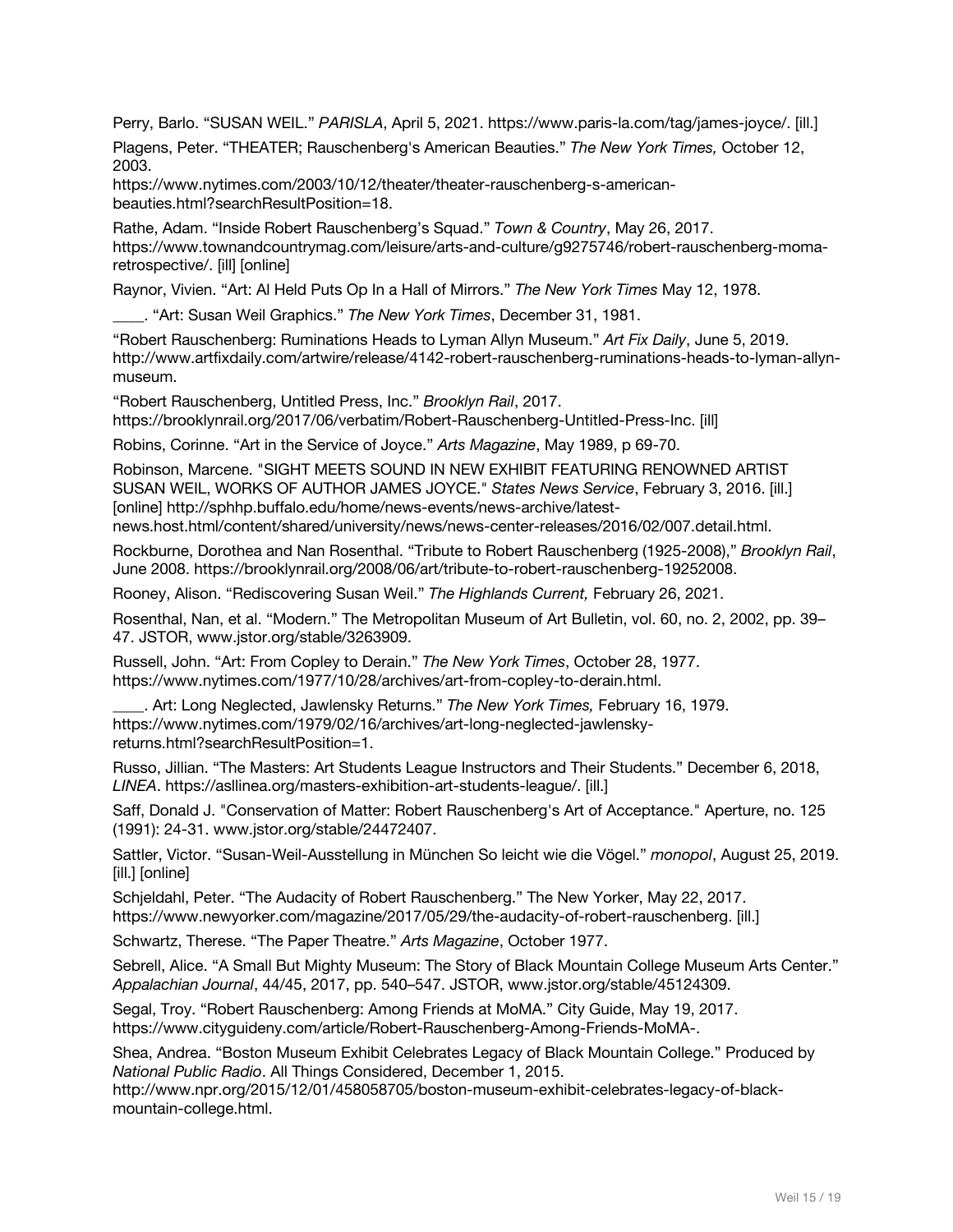Perry, Barlo. “SUSAN WEIL.” *PARISLA*, April 5, 2021. https://www.paris-la.com/tag/james-joyce/. [ill.]

Plagens, Peter. “THEATER; Rauschenberg's American Beauties.” *The New York Times,* October 12, 2003. https://www.nytimes.com/2003/10/12/theater/theater-rauschenberg-s-american-beauties.html?searchResultPosition=18.

Rathe, Adam. “Inside Robert Rauschenberg’s Squad.” *Town & Country*, May 26, 2017. https://www.townandcountrymag.com/leisure/arts-and-culture/g9275746/robert-rauschenberg-moma-retrospective/. [ill] [online]

Raynor, Vivien. “Art: Al Held Puts Op In a Hall of Mirrors.” *The New York Times* May 12, 1978.

____. “Art: Susan Weil Graphics.” *The New York Times*, December 31, 1981.

“Robert Rauschenberg: Ruminations Heads to Lyman Allyn Museum.” *Art Fix Daily*, June 5, 2019. http://www.artfixdaily.com/artwire/release/4142-robert-rauschenberg-ruminations-heads-to-lyman-allyn-museum.

“Robert Rauschenberg, Untitled Press, Inc.” *Brooklyn Rail*, 2017. https://brooklynrail.org/2017/06/verbatim/Robert-Rauschenberg-Untitled-Press-Inc. [ill]

Robins, Corinne. “Art in the Service of Joyce.” *Arts Magazine*, May 1989, p 69-70.

Robinson, Marcene. "SIGHT MEETS SOUND IN NEW EXHIBIT FEATURING RENOWNED ARTIST SUSAN WEIL, WORKS OF AUTHOR JAMES JOYCE." *States News Service*, February 3, 2016. [ill.] [online] http://sphhp.buffalo.edu/home/news-events/news-archive/latest-news.host.html/content/shared/university/news/news-center-releases/2016/02/007.detail.html.

Rockburne, Dorothea and Nan Rosenthal. “Tribute to Robert Rauschenberg (1925-2008),” *Brooklyn Rail*, June 2008. https://brooklynrail.org/2008/06/art/tribute-to-robert-rauschenberg-19252008.

Rooney, Alison. “Rediscovering Susan Weil.” *The Highlands Current,* February 26, 2021.

Rosenthal, Nan, et al. “Modern.” The Metropolitan Museum of Art Bulletin, vol. 60, no. 2, 2002, pp. 39–47. JSTOR, www.jstor.org/stable/3263909.

Russell, John. “Art: From Copley to Derain.” *The New York Times*, October 28, 1977. https://www.nytimes.com/1977/10/28/archives/art-from-copley-to-derain.html.

____. Art: Long Neglected, Jawlensky Returns.” *The New York Times,* February 16, 1979. https://www.nytimes.com/1979/02/16/archives/art-long-neglected-jawlensky-returns.html?searchResultPosition=1.

Russo, Jillian. “The Masters: Art Students League Instructors and Their Students.” December 6, 2018, *LINEA*. https://asllinea.org/masters-exhibition-art-students-league/. [ill.]

Saff, Donald J. "Conservation of Matter: Robert Rauschenberg's Art of Acceptance." Aperture, no. 125 (1991): 24-31. www.jstor.org/stable/24472407.

Sattler, Victor. “Susan-Weil-Ausstellung in München So leicht wie die Vögel.” *monopol*, August 25, 2019. [ill.] [online]

Schjeldahl, Peter. “The Audacity of Robert Rauschenberg.” The New Yorker, May 22, 2017. https://www.newyorker.com/magazine/2017/05/29/the-audacity-of-robert-rauschenberg. [ill.]

Schwartz, Therese. “The Paper Theatre.” *Arts Magazine*, October 1977.

Sebrell, Alice. “A Small But Mighty Museum: The Story of Black Mountain College Museum Arts Center.” *Appalachian Journal*, 44/45, 2017, pp. 540–547. JSTOR, www.jstor.org/stable/45124309.

Segal, Troy. “Robert Rauschenberg: Among Friends at MoMA.” City Guide, May 19, 2017. https://www.cityguideny.com/article/Robert-Rauschenberg-Among-Friends-MoMA-.

Shea, Andrea. “Boston Museum Exhibit Celebrates Legacy of Black Mountain College.” Produced by *National Public Radio*. All Things Considered, December 1, 2015. http://www.npr.org/2015/12/01/458058705/boston-museum-exhibit-celebrates-legacy-of-black-mountain-college.html.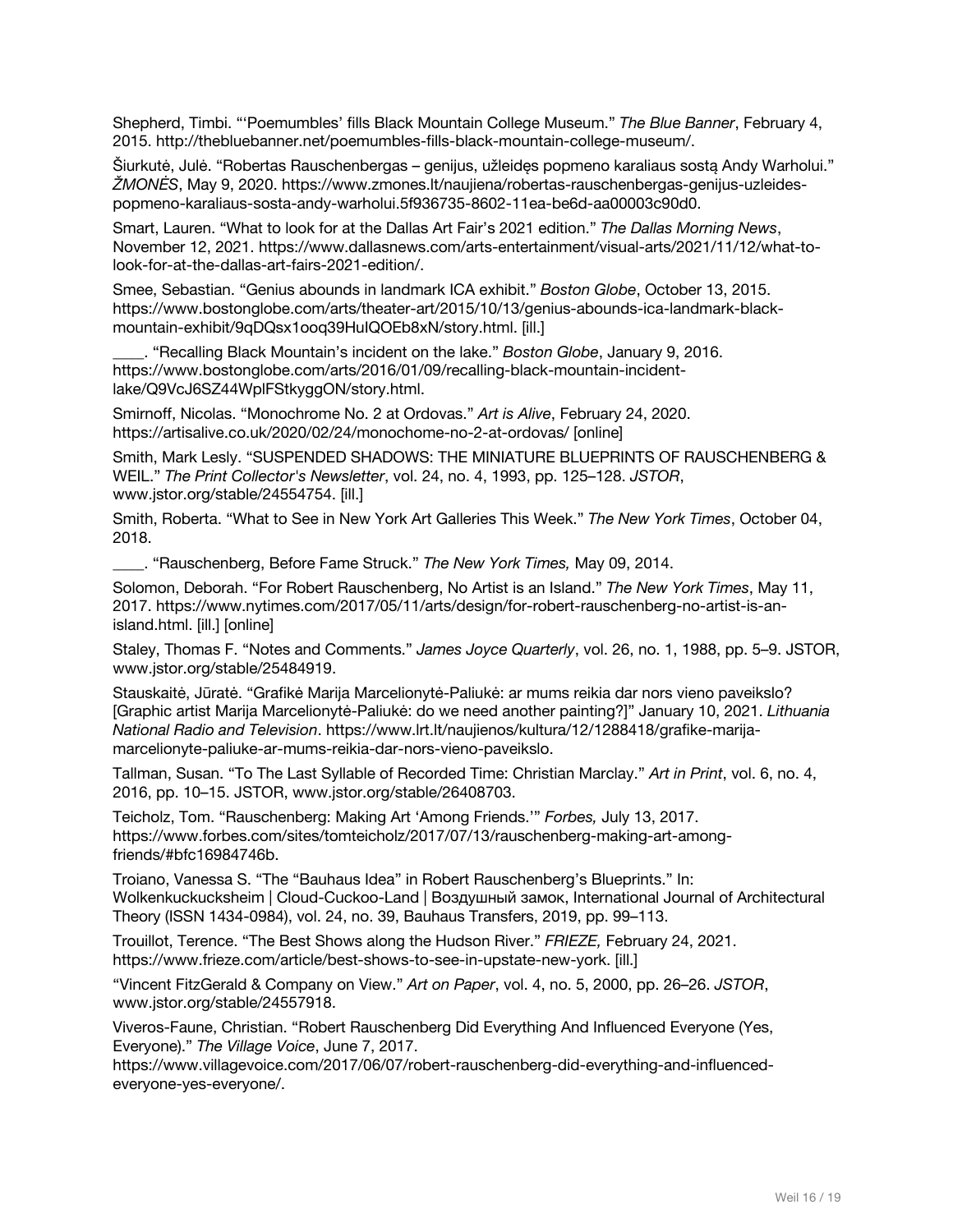Shepherd, Timbi. "'Poemumbles' fills Black Mountain College Museum." *The Blue Banner*, February 4, 2015. http://thebluebanner.net/poemumbles-fills-black-mountain-college-museum/.

Šiurkutė, Julė. "Robertas Rauschenbergas – genijus, užleidęs popmeno karaliaus sostą Andy Warholui." *ŽMONĖS*, May 9, 2020. https://www.zmones.lt/naujiena/robertas-rauschenbergas-genijus-uzleides-popmeno-karaliaus-sosta-andy-warholui.5f936735-8602-11ea-be6d-aa00003c90d0.

Smart, Lauren. "What to look for at the Dallas Art Fair's 2021 edition." *The Dallas Morning News*, November 12, 2021. https://www.dallasnews.com/arts-entertainment/visual-arts/2021/11/12/what-to-look-for-at-the-dallas-art-fairs-2021-edition/.

Smee, Sebastian. "Genius abounds in landmark ICA exhibit." *Boston Globe*, October 13, 2015. https://www.bostonglobe.com/arts/theater-art/2015/10/13/genius-abounds-ica-landmark-black-mountain-exhibit/9qDQsx1ooq39HuIQOEb8xN/story.html. [ill.]

____. "Recalling Black Mountain's incident on the lake." *Boston Globe*, January 9, 2016. https://www.bostonglobe.com/arts/2016/01/09/recalling-black-mountain-incident-lake/Q9VcJ6SZ44WplFStkyggON/story.html.

Smirnoff, Nicolas. "Monochrome No. 2 at Ordovas." *Art is Alive*, February 24, 2020. https://artisalive.co.uk/2020/02/24/monochome-no-2-at-ordovas/ [online]

Smith, Mark Lesly. "SUSPENDED SHADOWS: THE MINIATURE BLUEPRINTS OF RAUSCHENBERG & WEIL." *The Print Collector's Newsletter*, vol. 24, no. 4, 1993, pp. 125–128. *JSTOR*, www.jstor.org/stable/24554754. [ill.]

Smith, Roberta. "What to See in New York Art Galleries This Week." *The New York Times*, October 04, 2018.

____. "Rauschenberg, Before Fame Struck." *The New York Times,* May 09, 2014.

Solomon, Deborah. "For Robert Rauschenberg, No Artist is an Island." *The New York Times*, May 11, 2017. https://www.nytimes.com/2017/05/11/arts/design/for-robert-rauschenberg-no-artist-is-an-island.html. [ill.] [online]

Staley, Thomas F. "Notes and Comments." *James Joyce Quarterly*, vol. 26, no. 1, 1988, pp. 5–9. JSTOR, www.jstor.org/stable/25484919.

Stauskaitė, Jūratė. "Grafikė Marija Marcelionytė-Paliukė: ar mums reikia dar nors vieno paveikslo? [Graphic artist Marija Marcelionytė-Paliukė: do we need another painting?]" January 10, 2021. *Lithuania National Radio and Television*. https://www.lrt.lt/naujienos/kultura/12/1288418/grafike-marija-marcelionyte-paliuke-ar-mums-reikia-dar-nors-vieno-paveikslo.

Tallman, Susan. "To The Last Syllable of Recorded Time: Christian Marclay." *Art in Print*, vol. 6, no. 4, 2016, pp. 10–15. JSTOR, www.jstor.org/stable/26408703.

Teicholz, Tom. "Rauschenberg: Making Art 'Among Friends.'" *Forbes,* July 13, 2017. https://www.forbes.com/sites/tomteicholz/2017/07/13/rauschenberg-making-art-among-friends/#bfc16984746b.

Troiano, Vanessa S. "The "Bauhaus Idea" in Robert Rauschenberg's Blueprints." In: Wolkenkuckucksheim | Cloud-Cuckoo-Land | Воздушный замок, International Journal of Architectural Theory (ISSN 1434-0984), vol. 24, no. 39, Bauhaus Transfers, 2019, pp. 99–113.

Trouillot, Terence. "The Best Shows along the Hudson River." *FRIEZE,* February 24, 2021. https://www.frieze.com/article/best-shows-to-see-in-upstate-new-york. [ill.]

"Vincent FitzGerald & Company on View." *Art on Paper*, vol. 4, no. 5, 2000, pp. 26–26. *JSTOR*, www.jstor.org/stable/24557918.

Viveros-Faune, Christian. "Robert Rauschenberg Did Everything And Influenced Everyone (Yes, Everyone)." *The Village Voice*, June 7, 2017. https://www.villagevoice.com/2017/06/07/robert-rauschenberg-did-everything-and-influenced-everyone-yes-everyone/.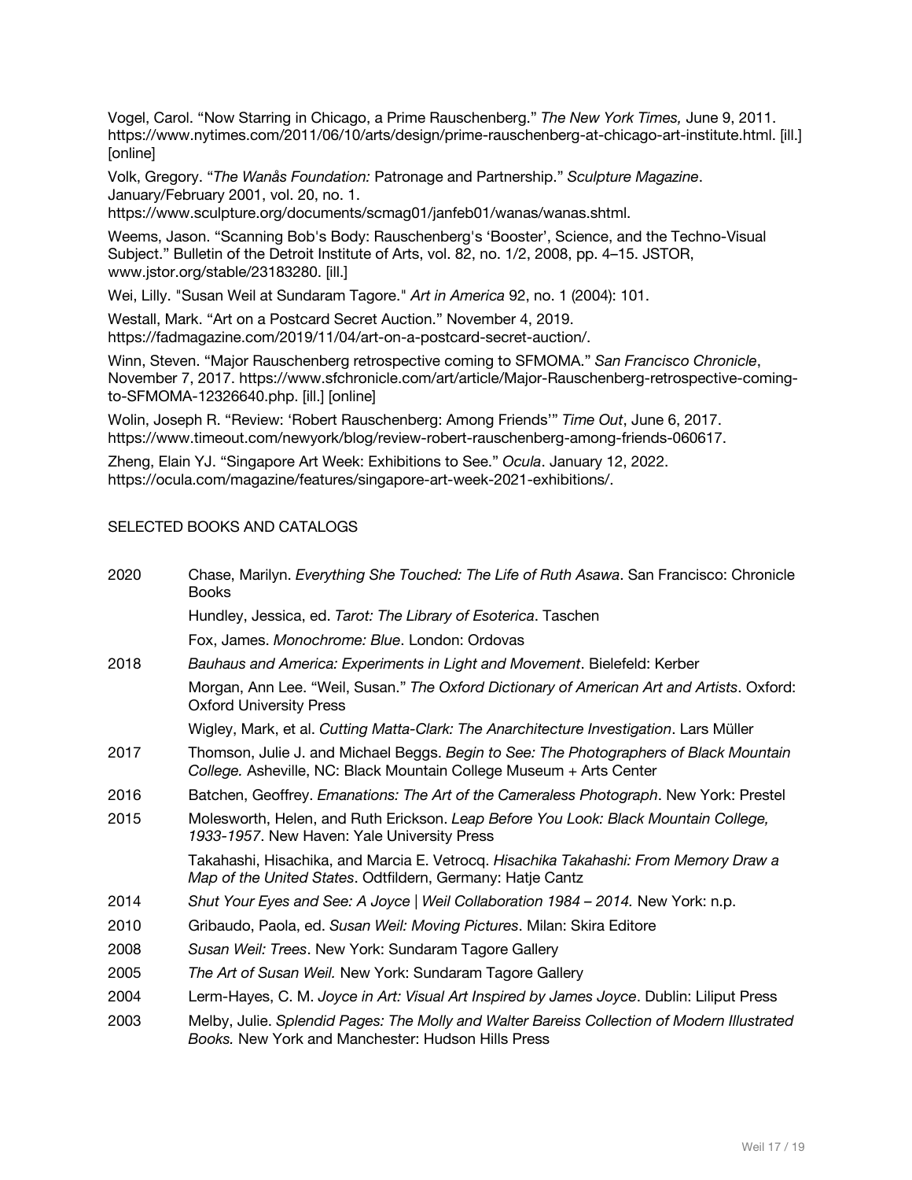Vogel, Carol. “Now Starring in Chicago, a Prime Rauschenberg.” *The New York Times,* June 9, 2011. https://www.nytimes.com/2011/06/10/arts/design/prime-rauschenberg-at-chicago-art-institute.html. [ill.] [online]

Volk, Gregory. “*The Wanås Foundation:* Patronage and Partnership.” *Sculpture Magazine*. January/February 2001, vol. 20, no. 1. https://www.sculpture.org/documents/scmag01/janfeb01/wanas/wanas.shtml.

Weems, Jason. “Scanning Bob's Body: Rauschenberg's ‘Booster’, Science, and the Techno-Visual Subject.” Bulletin of the Detroit Institute of Arts, vol. 82, no. 1/2, 2008, pp. 4–15. JSTOR, www.jstor.org/stable/23183280. [ill.]

Wei, Lilly. "Susan Weil at Sundaram Tagore." *Art in America* 92, no. 1 (2004): 101.

Westall, Mark. “Art on a Postcard Secret Auction.” November 4, 2019. https://fadmagazine.com/2019/11/04/art-on-a-postcard-secret-auction/.

Winn, Steven. “Major Rauschenberg retrospective coming to SFMOMA.” *San Francisco Chronicle*, November 7, 2017. https://www.sfchronicle.com/art/article/Major-Rauschenberg-retrospective-coming-to-SFMOMA-12326640.php. [ill.] [online]

Wolin, Joseph R. “Review: ‘Robert Rauschenberg: Among Friends’” *Time Out*, June 6, 2017. https://www.timeout.com/newyork/blog/review-robert-rauschenberg-among-friends-060617.

Zheng, Elain YJ. “Singapore Art Week: Exhibitions to See.” *Ocula*. January 12, 2022. https://ocula.com/magazine/features/singapore-art-week-2021-exhibitions/.

## SELECTED BOOKS AND CATALOGS

2020 Chase, Marilyn. *Everything She Touched: The Life of Ruth Asawa*. San Francisco: Chronicle Books

Hundley, Jessica, ed. *Tarot: The Library of Esoterica*. Taschen

Fox, James. *Monochrome: Blue*. London: Ordovas

2018 *Bauhaus and America: Experiments in Light and Movement*. Bielefeld: Kerber

Morgan, Ann Lee. “Weil, Susan.” *The Oxford Dictionary of American Art and Artists*. Oxford: Oxford University Press

Wigley, Mark, et al. *Cutting Matta-Clark: The Anarchitecture Investigation*. Lars Müller

2017 Thomson, Julie J. and Michael Beggs. *Begin to See: The Photographers of Black Mountain College.* Asheville, NC: Black Mountain College Museum + Arts Center

2016 Batchen, Geoffrey. *Emanations: The Art of the Cameraless Photograph*. New York: Prestel

2015 Molesworth, Helen, and Ruth Erickson. *Leap Before You Look: Black Mountain College, 1933-1957*. New Haven: Yale University Press

Takahashi, Hisachika, and Marcia E. Vetrocq. *Hisachika Takahashi: From Memory Draw a Map of the United States*. Odtfildern, Germany: Hatje Cantz

2014 *Shut Your Eyes and See: A Joyce | Weil Collaboration 1984 – 2014.* New York: n.p.

2010 Gribaudo, Paola, ed. *Susan Weil: Moving Pictures*. Milan: Skira Editore

2008 *Susan Weil: Trees*. New York: Sundaram Tagore Gallery

2005 *The Art of Susan Weil.* New York: Sundaram Tagore Gallery

2004 Lerm-Hayes, C. M. *Joyce in Art: Visual Art Inspired by James Joyce*. Dublin: Liliput Press

2003 Melby, Julie. *Splendid Pages: The Molly and Walter Bareiss Collection of Modern Illustrated Books.* New York and Manchester: Hudson Hills Press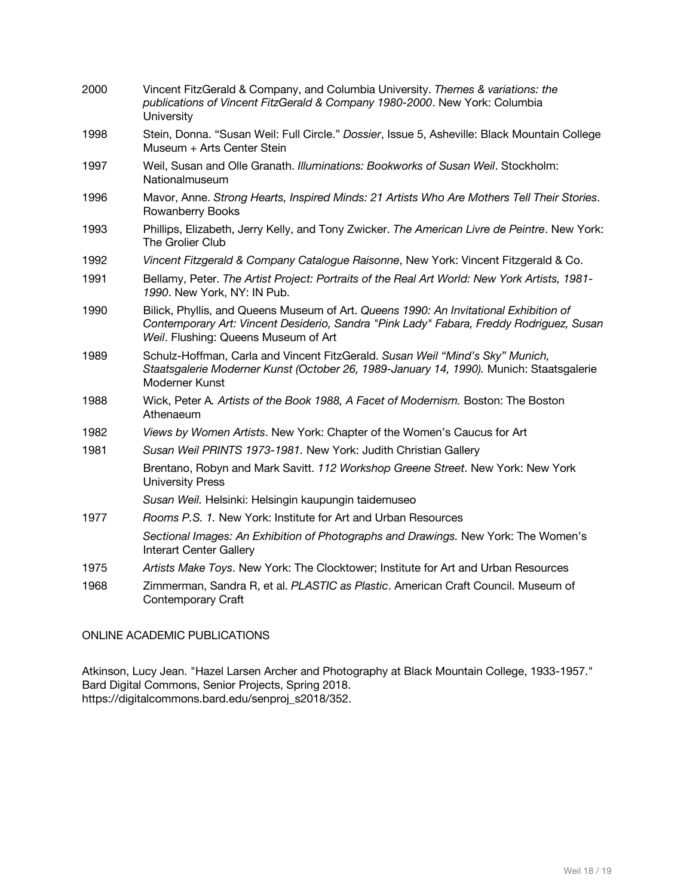2000 Vincent FitzGerald & Company, and Columbia University. *Themes & variations: the publications of Vincent FitzGerald & Company 1980-2000*. New York: Columbia University

1998 Stein, Donna. "Susan Weil: Full Circle." *Dossier*, Issue 5, Asheville: Black Mountain College Museum + Arts Center Stein

1997 Weil, Susan and Olle Granath. *Illuminations: Bookworks of Susan Weil*. Stockholm: Nationalmuseum

1996 Mavor, Anne. *Strong Hearts, Inspired Minds: 21 Artists Who Are Mothers Tell Their Stories*. Rowanberry Books

1993 Phillips, Elizabeth, Jerry Kelly, and Tony Zwicker. *The American Livre de Peintre*. New York: The Grolier Club

1992 *Vincent Fitzgerald & Company Catalogue Raisonne*, New York: Vincent Fitzgerald & Co.

1991 Bellamy, Peter. *The Artist Project: Portraits of the Real Art World: New York Artists, 1981-1990*. New York, NY: IN Pub.

1990 Bilick, Phyllis, and Queens Museum of Art. *Queens 1990: An Invitational Exhibition of Contemporary Art: Vincent Desiderio, Sandra "Pink Lady" Fabara, Freddy Rodriguez, Susan Weil*. Flushing: Queens Museum of Art

1989 Schulz-Hoffman, Carla and Vincent FitzGerald. *Susan Weil "Mind's Sky" Munich, Staatsgalerie Moderner Kunst (October 26, 1989-January 14, 1990).* Munich: Staatsgalerie Moderner Kunst

1988 Wick, Peter A. *Artists of the Book 1988, A Facet of Modernism.* Boston: The Boston Athenaeum

1982 *Views by Women Artists*. New York: Chapter of the Women's Caucus for Art

1981 *Susan Weil PRINTS 1973-1981.* New York: Judith Christian Gallery

Brentano, Robyn and Mark Savitt. *112 Workshop Greene Street*. New York: New York University Press

*Susan Weil.* Helsinki: Helsingin kaupungin taidemuseo

1977 *Rooms P.S. 1.* New York: Institute for Art and Urban Resources

*Sectional Images: An Exhibition of Photographs and Drawings.* New York: The Women's Interart Center Gallery

1975 *Artists Make Toys*. New York: The Clocktower; Institute for Art and Urban Resources

1968 Zimmerman, Sandra R, et al. *PLASTIC as Plastic*. American Craft Council. Museum of Contemporary Craft

ONLINE ACADEMIC PUBLICATIONS

Atkinson, Lucy Jean. "Hazel Larsen Archer and Photography at Black Mountain College, 1933-1957." Bard Digital Commons, Senior Projects, Spring 2018. https://digitalcommons.bard.edu/senproj_s2018/352.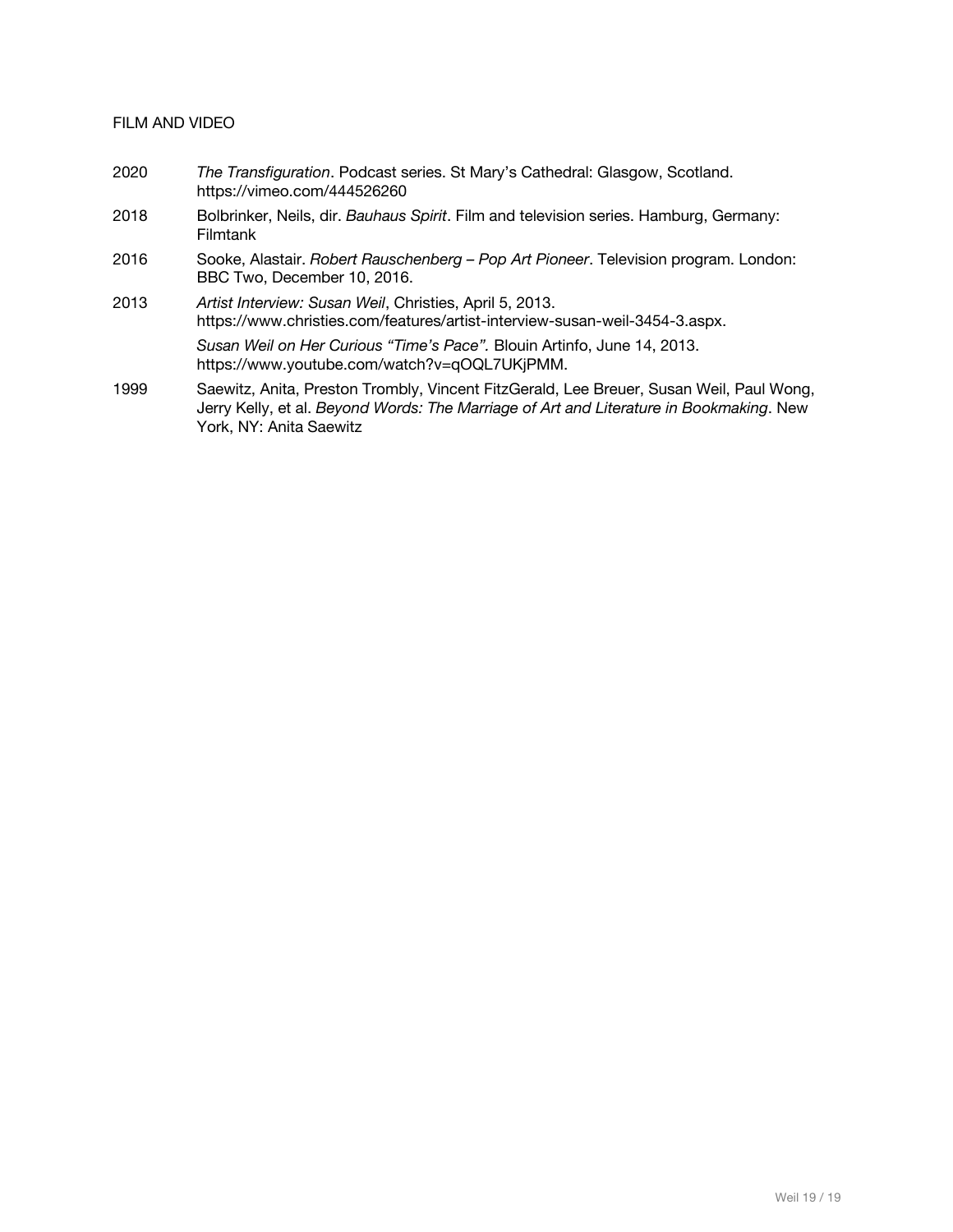FILM AND VIDEO

| | |
|---|---|
| 2020 | *The Transfiguration*. Podcast series. St Mary's Cathedral: Glasgow, Scotland. https://vimeo.com/444526260 |
| 2018 | Bolbrinker, Neils, dir. *Bauhaus Spirit*. Film and television series. Hamburg, Germany: Filmtank |
| 2016 | Sooke, Alastair. *Robert Rauschenberg – Pop Art Pioneer*. Television program. London: BBC Two, December 10, 2016. |
| 2013 | *Artist Interview: Susan Weil*, Christies, April 5, 2013. https://www.christies.com/features/artist-interview-susan-weil-3454-3.aspx. |
| | *Susan Weil on Her Curious "Time's Pace".* Blouin Artinfo, June 14, 2013. https://www.youtube.com/watch?v=qOQL7UKjPMM. |
| 1999 | Saewitz, Anita, Preston Trombly, Vincent FitzGerald, Lee Breuer, Susan Weil, Paul Wong, Jerry Kelly, et al. *Beyond Words: The Marriage of Art and Literature in Bookmaking*. New York, NY: Anita Saewitz |